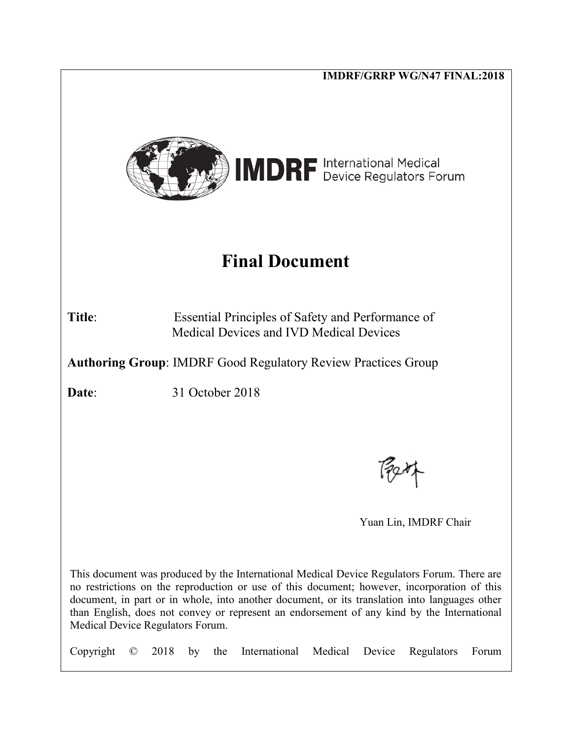IMDRF/GRRP WG/N47 FINAL:2018

**IMDRF** International Medical Device Regulators Forum

# Final Document

**Title**: Essential Principles of Safety and Performance of Medical Devices and IVD Medical Devices

**Authoring Group**: IMDRF Good Regulatory Review Practices Group

**Date**: 31 October 2018

Yuan Lin, IMDRF Chair

This document was produced by the International Medical Device Regulators Forum. There are no restrictions on the reproduction or use of this document; however, incorporation of this document, in part or in whole, into another document, or its translation into languages other than English, does not convey or represent an endorsement of any kind by the International Medical Device Regulators Forum.

Copyright © 2018 by the International Medical Device Regulators Forum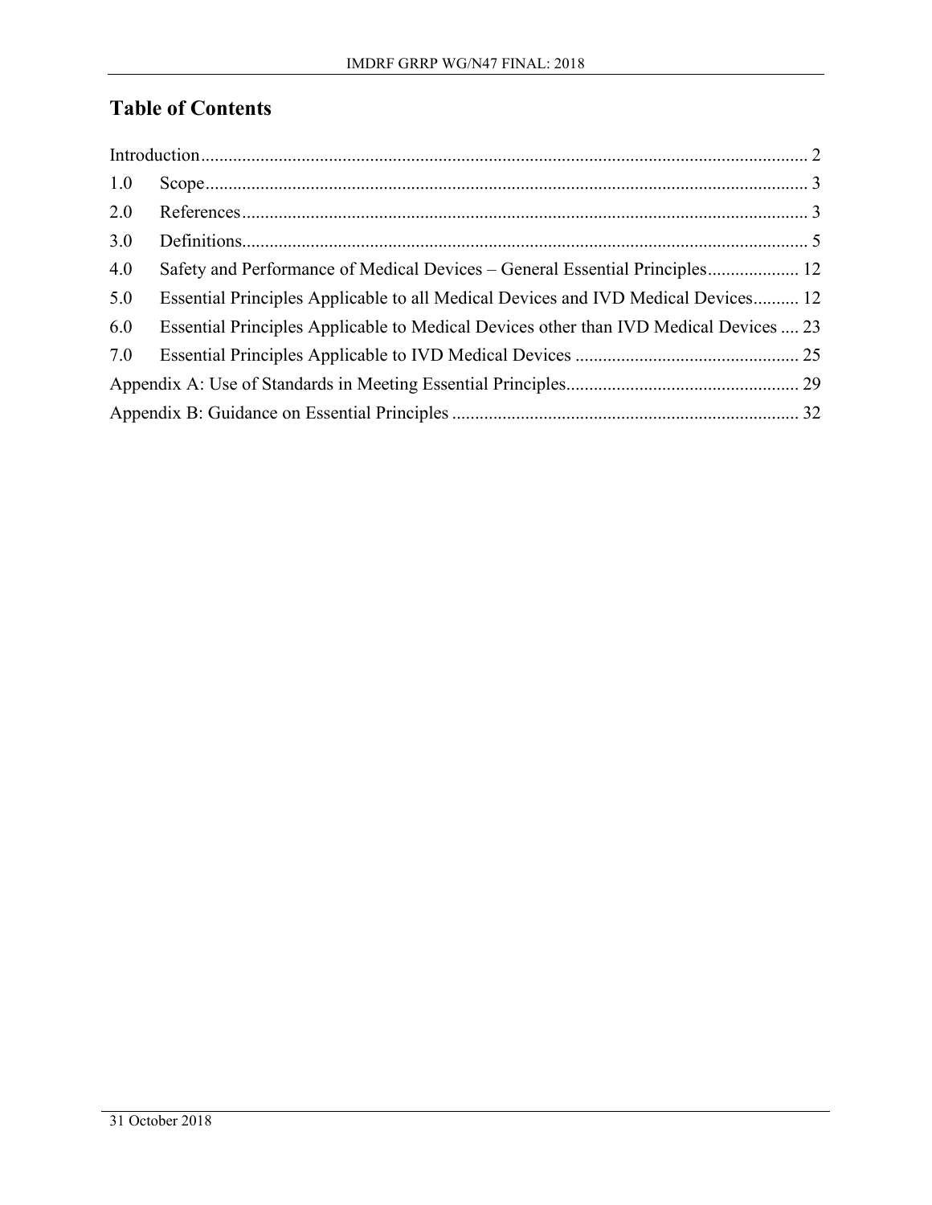## Table of Contents

Introduction .................................................................................................................... 2

1.0 Scope .................................................................................................................... 3

2.0 References ............................................................................................................ 3

3.0 Definitions ............................................................................................................ 5

4.0 Safety and Performance of Medical Devices – General Essential Principles .................... 12

5.0 Essential Principles Applicable to all Medical Devices and IVD Medical Devices .......... 12

6.0 Essential Principles Applicable to Medical Devices other than IVD Medical Devices .... 23

7.0 Essential Principles Applicable to IVD Medical Devices ................................................ 25

Appendix A: Use of Standards in Meeting Essential Principles .................................................. 29

Appendix B: Guidance on Essential Principles .......................................................................... 32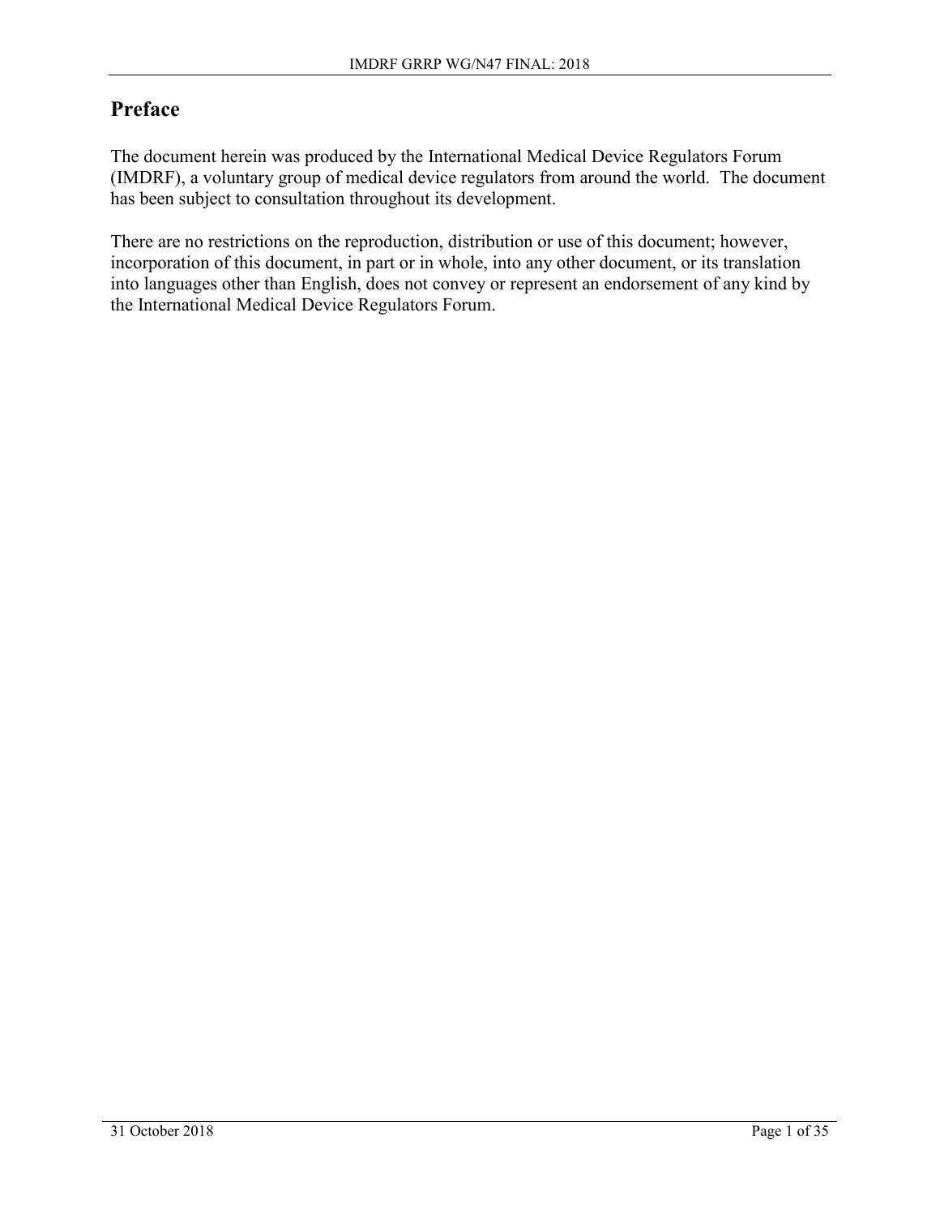## Preface

The document herein was produced by the International Medical Device Regulators Forum (IMDRF), a voluntary group of medical device regulators from around the world. The document has been subject to consultation throughout its development.

There are no restrictions on the reproduction, distribution or use of this document; however, incorporation of this document, in part or in whole, into any other document, or its translation into languages other than English, does not convey or represent an endorsement of any kind by the International Medical Device Regulators Forum.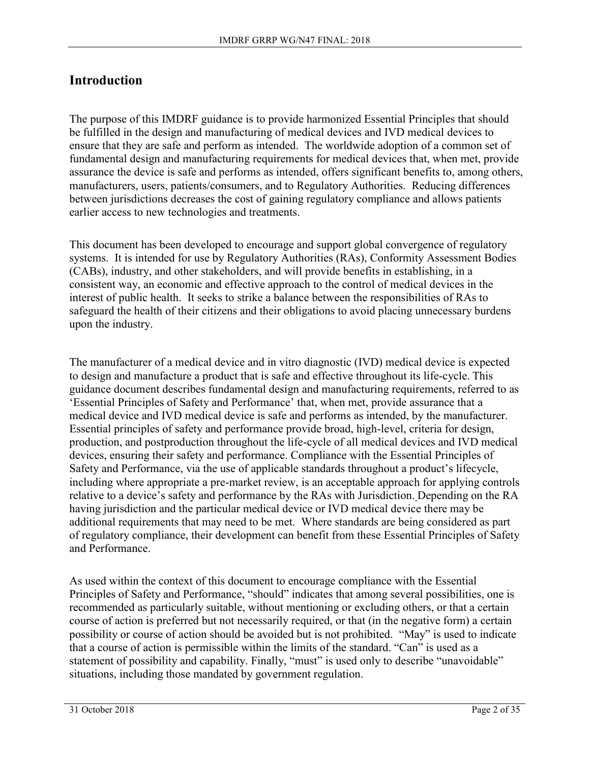## Introduction

The purpose of this IMDRF guidance is to provide harmonized Essential Principles that should be fulfilled in the design and manufacturing of medical devices and IVD medical devices to ensure that they are safe and perform as intended. The worldwide adoption of a common set of fundamental design and manufacturing requirements for medical devices that, when met, provide assurance the device is safe and performs as intended, offers significant benefits to, among others, manufacturers, users, patients/consumers, and to Regulatory Authorities. Reducing differences between jurisdictions decreases the cost of gaining regulatory compliance and allows patients earlier access to new technologies and treatments.

This document has been developed to encourage and support global convergence of regulatory systems. It is intended for use by Regulatory Authorities (RAs), Conformity Assessment Bodies (CABs), industry, and other stakeholders, and will provide benefits in establishing, in a consistent way, an economic and effective approach to the control of medical devices in the interest of public health. It seeks to strike a balance between the responsibilities of RAs to safeguard the health of their citizens and their obligations to avoid placing unnecessary burdens upon the industry.

The manufacturer of a medical device and in vitro diagnostic (IVD) medical device is expected to design and manufacture a product that is safe and effective throughout its life-cycle. This guidance document describes fundamental design and manufacturing requirements, referred to as 'Essential Principles of Safety and Performance' that, when met, provide assurance that a medical device and IVD medical device is safe and performs as intended, by the manufacturer. Essential principles of safety and performance provide broad, high-level, criteria for design, production, and postproduction throughout the life-cycle of all medical devices and IVD medical devices, ensuring their safety and performance. Compliance with the Essential Principles of Safety and Performance, via the use of applicable standards throughout a product's lifecycle, including where appropriate a pre-market review, is an acceptable approach for applying controls relative to a device's safety and performance by the RAs with Jurisdiction. Depending on the RA having jurisdiction and the particular medical device or IVD medical device there may be additional requirements that may need to be met. Where standards are being considered as part of regulatory compliance, their development can benefit from these Essential Principles of Safety and Performance.

As used within the context of this document to encourage compliance with the Essential Principles of Safety and Performance, "should" indicates that among several possibilities, one is recommended as particularly suitable, without mentioning or excluding others, or that a certain course of action is preferred but not necessarily required, or that (in the negative form) a certain possibility or course of action should be avoided but is not prohibited. "May" is used to indicate that a course of action is permissible within the limits of the standard. "Can" is used as a statement of possibility and capability. Finally, "must" is used only to describe "unavoidable" situations, including those mandated by government regulation.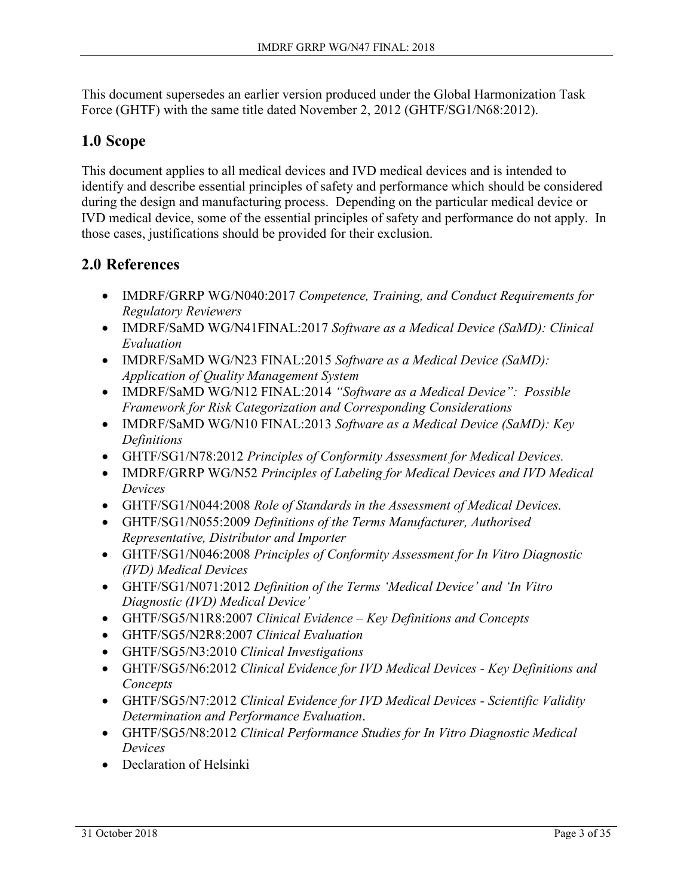This document supersedes an earlier version produced under the Global Harmonization Task Force (GHTF) with the same title dated November 2, 2012 (GHTF/SG1/N68:2012).

## 1.0 Scope

This document applies to all medical devices and IVD medical devices and is intended to identify and describe essential principles of safety and performance which should be considered during the design and manufacturing process. Depending on the particular medical device or IVD medical device, some of the essential principles of safety and performance do not apply. In those cases, justifications should be provided for their exclusion.

## 2.0 References

- IMDRF/GRRP WG/N040:2017 *Competence, Training, and Conduct Requirements for Regulatory Reviewers*
- IMDRF/SaMD WG/N41FINAL:2017 *Software as a Medical Device (SaMD): Clinical Evaluation*
- IMDRF/SaMD WG/N23 FINAL:2015 *Software as a Medical Device (SaMD): Application of Quality Management System*
- IMDRF/SaMD WG/N12 FINAL:2014 *"Software as a Medical Device": Possible Framework for Risk Categorization and Corresponding Considerations*
- IMDRF/SaMD WG/N10 FINAL:2013 *Software as a Medical Device (SaMD): Key Definitions*
- GHTF/SG1/N78:2012 *Principles of Conformity Assessment for Medical Devices.*
- IMDRF/GRRP WG/N52 *Principles of Labeling for Medical Devices and IVD Medical Devices*
- GHTF/SG1/N044:2008 *Role of Standards in the Assessment of Medical Devices.*
- GHTF/SG1/N055:2009 *Definitions of the Terms Manufacturer, Authorised Representative, Distributor and Importer*
- GHTF/SG1/N046:2008 *Principles of Conformity Assessment for In Vitro Diagnostic (IVD) Medical Devices*
- GHTF/SG1/N071:2012 *Definition of the Terms 'Medical Device' and 'In Vitro Diagnostic (IVD) Medical Device'*
- GHTF/SG5/N1R8:2007 *Clinical Evidence – Key Definitions and Concepts*
- GHTF/SG5/N2R8:2007 *Clinical Evaluation*
- GHTF/SG5/N3:2010 *Clinical Investigations*
- GHTF/SG5/N6:2012 *Clinical Evidence for IVD Medical Devices - Key Definitions and Concepts*
- GHTF/SG5/N7:2012 *Clinical Evidence for IVD Medical Devices - Scientific Validity Determination and Performance Evaluation*.
- GHTF/SG5/N8:2012 *Clinical Performance Studies for In Vitro Diagnostic Medical Devices*
- Declaration of Helsinki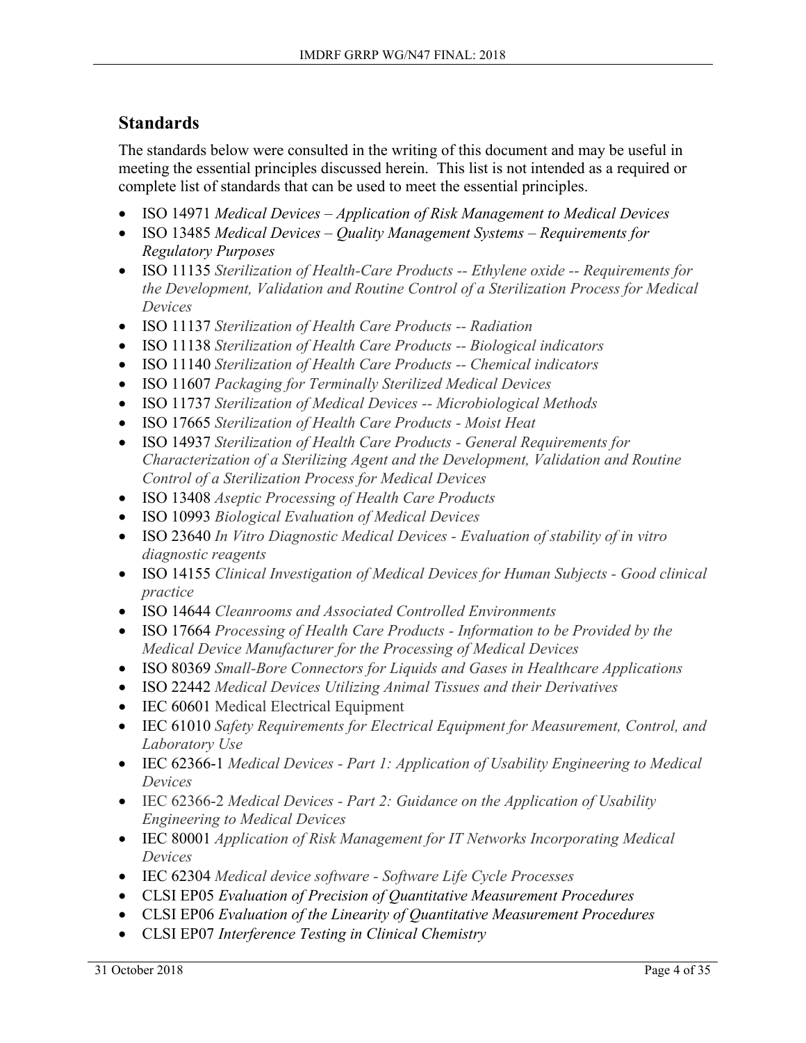## Standards

The standards below were consulted in the writing of this document and may be useful in meeting the essential principles discussed herein. This list is not intended as a required or complete list of standards that can be used to meet the essential principles.

- ISO 14971 *Medical Devices – Application of Risk Management to Medical Devices*
- ISO 13485 *Medical Devices – Quality Management Systems – Requirements for Regulatory Purposes*
- ISO 11135 *Sterilization of Health-Care Products -- Ethylene oxide -- Requirements for the Development, Validation and Routine Control of a Sterilization Process for Medical Devices*
- ISO 11137 *Sterilization of Health Care Products -- Radiation*
- ISO 11138 *Sterilization of Health Care Products -- Biological indicators*
- ISO 11140 *Sterilization of Health Care Products -- Chemical indicators*
- ISO 11607 *Packaging for Terminally Sterilized Medical Devices*
- ISO 11737 *Sterilization of Medical Devices -- Microbiological Methods*
- ISO 17665 *Sterilization of Health Care Products - Moist Heat*
- ISO 14937 *Sterilization of Health Care Products - General Requirements for Characterization of a Sterilizing Agent and the Development, Validation and Routine Control of a Sterilization Process for Medical Devices*
- ISO 13408 *Aseptic Processing of Health Care Products*
- ISO 10993 *Biological Evaluation of Medical Devices*
- ISO 23640 *In Vitro Diagnostic Medical Devices - Evaluation of stability of in vitro diagnostic reagents*
- ISO 14155 *Clinical Investigation of Medical Devices for Human Subjects - Good clinical practice*
- ISO 14644 *Cleanrooms and Associated Controlled Environments*
- ISO 17664 *Processing of Health Care Products - Information to be Provided by the Medical Device Manufacturer for the Processing of Medical Devices*
- ISO 80369 *Small-Bore Connectors for Liquids and Gases in Healthcare Applications*
- ISO 22442 *Medical Devices Utilizing Animal Tissues and their Derivatives*
- IEC 60601 Medical Electrical Equipment
- IEC 61010 *Safety Requirements for Electrical Equipment for Measurement, Control, and Laboratory Use*
- IEC 62366-1 *Medical Devices - Part 1: Application of Usability Engineering to Medical Devices*
- IEC 62366-2 *Medical Devices - Part 2: Guidance on the Application of Usability Engineering to Medical Devices*
- IEC 80001 *Application of Risk Management for IT Networks Incorporating Medical Devices*
- IEC 62304 *Medical device software - Software Life Cycle Processes*
- CLSI EP05 *Evaluation of Precision of Quantitative Measurement Procedures*
- CLSI EP06 *Evaluation of the Linearity of Quantitative Measurement Procedures*
- CLSI EP07 *Interference Testing in Clinical Chemistry*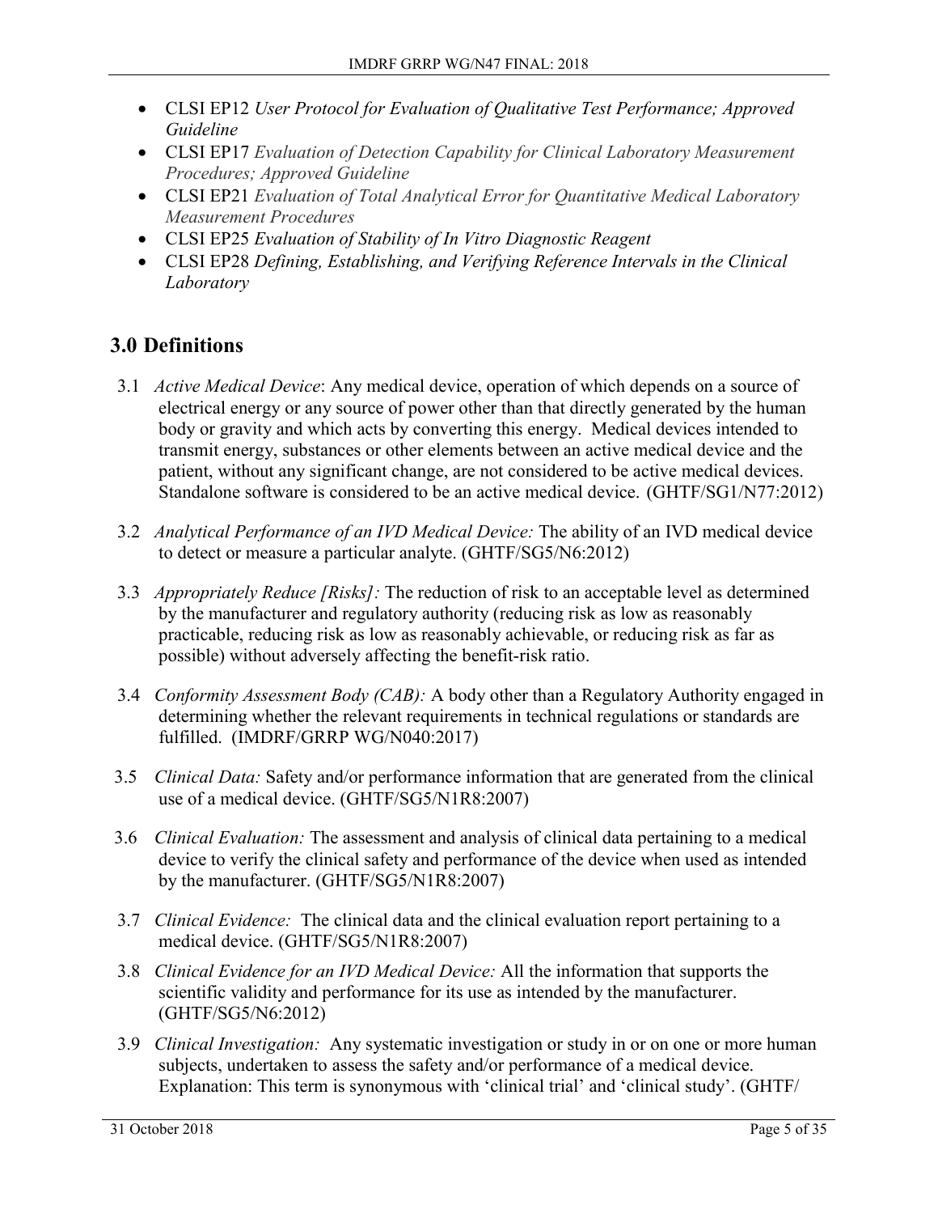- CLSI EP12 *User Protocol for Evaluation of Qualitative Test Performance; Approved Guideline*
- CLSI EP17 *Evaluation of Detection Capability for Clinical Laboratory Measurement Procedures; Approved Guideline*
- CLSI EP21 *Evaluation of Total Analytical Error for Quantitative Medical Laboratory Measurement Procedures*
- CLSI EP25 *Evaluation of Stability of In Vitro Diagnostic Reagent*
- CLSI EP28 *Defining, Establishing, and Verifying Reference Intervals in the Clinical Laboratory*

## 3.0 Definitions

3.1 *Active Medical Device*: Any medical device, operation of which depends on a source of electrical energy or any source of power other than that directly generated by the human body or gravity and which acts by converting this energy. Medical devices intended to transmit energy, substances or other elements between an active medical device and the patient, without any significant change, are not considered to be active medical devices. Standalone software is considered to be an active medical device. (GHTF/SG1/N77:2012)

3.2 *Analytical Performance of an IVD Medical Device:* The ability of an IVD medical device to detect or measure a particular analyte. (GHTF/SG5/N6:2012)

3.3 *Appropriately Reduce [Risks]:* The reduction of risk to an acceptable level as determined by the manufacturer and regulatory authority (reducing risk as low as reasonably practicable, reducing risk as low as reasonably achievable, or reducing risk as far as possible) without adversely affecting the benefit-risk ratio.

3.4 *Conformity Assessment Body (CAB):* A body other than a Regulatory Authority engaged in determining whether the relevant requirements in technical regulations or standards are fulfilled. (IMDRF/GRRP WG/N040:2017)

3.5 *Clinical Data:* Safety and/or performance information that are generated from the clinical use of a medical device. (GHTF/SG5/N1R8:2007)

3.6 *Clinical Evaluation:* The assessment and analysis of clinical data pertaining to a medical device to verify the clinical safety and performance of the device when used as intended by the manufacturer. (GHTF/SG5/N1R8:2007)

3.7 *Clinical Evidence:* The clinical data and the clinical evaluation report pertaining to a medical device. (GHTF/SG5/N1R8:2007)

3.8 *Clinical Evidence for an IVD Medical Device:* All the information that supports the scientific validity and performance for its use as intended by the manufacturer. (GHTF/SG5/N6:2012)

3.9 *Clinical Investigation:* Any systematic investigation or study in or on one or more human subjects, undertaken to assess the safety and/or performance of a medical device. Explanation: This term is synonymous with 'clinical trial' and 'clinical study'. (GHTF/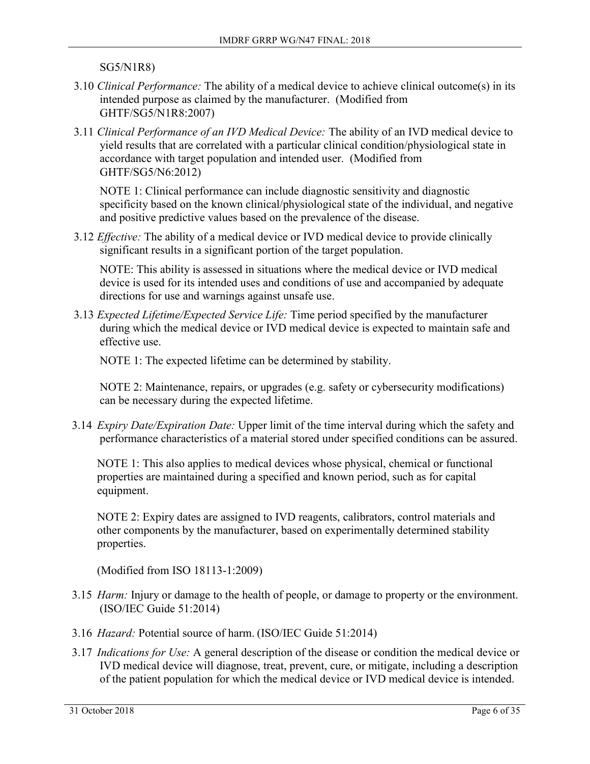SG5/N1R8)

3.10 *Clinical Performance:* The ability of a medical device to achieve clinical outcome(s) in its intended purpose as claimed by the manufacturer. (Modified from GHTF/SG5/N1R8:2007)

3.11 *Clinical Performance of an IVD Medical Device:* The ability of an IVD medical device to yield results that are correlated with a particular clinical condition/physiological state in accordance with target population and intended user. (Modified from GHTF/SG5/N6:2012)

NOTE 1: Clinical performance can include diagnostic sensitivity and diagnostic specificity based on the known clinical/physiological state of the individual, and negative and positive predictive values based on the prevalence of the disease.

3.12 *Effective:* The ability of a medical device or IVD medical device to provide clinically significant results in a significant portion of the target population.

NOTE: This ability is assessed in situations where the medical device or IVD medical device is used for its intended uses and conditions of use and accompanied by adequate directions for use and warnings against unsafe use.

3.13 *Expected Lifetime/Expected Service Life:* Time period specified by the manufacturer during which the medical device or IVD medical device is expected to maintain safe and effective use.

NOTE 1: The expected lifetime can be determined by stability.

NOTE 2: Maintenance, repairs, or upgrades (e.g. safety or cybersecurity modifications) can be necessary during the expected lifetime.

3.14 *Expiry Date/Expiration Date:* Upper limit of the time interval during which the safety and performance characteristics of a material stored under specified conditions can be assured.

NOTE 1: This also applies to medical devices whose physical, chemical or functional properties are maintained during a specified and known period, such as for capital equipment.

NOTE 2: Expiry dates are assigned to IVD reagents, calibrators, control materials and other components by the manufacturer, based on experimentally determined stability properties.

(Modified from ISO 18113-1:2009)

3.15 *Harm:* Injury or damage to the health of people, or damage to property or the environment. (ISO/IEC Guide 51:2014)

3.16 *Hazard:* Potential source of harm. (ISO/IEC Guide 51:2014)

3.17 *Indications for Use:* A general description of the disease or condition the medical device or IVD medical device will diagnose, treat, prevent, cure, or mitigate, including a description of the patient population for which the medical device or IVD medical device is intended.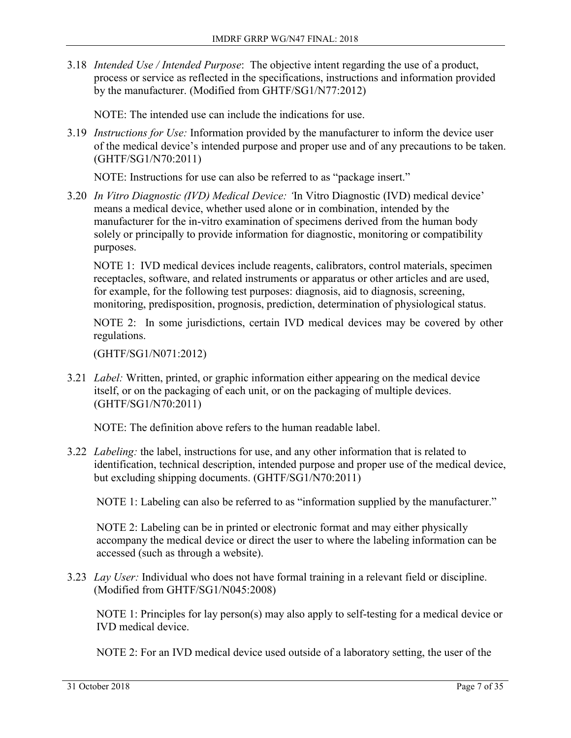3.18 *Intended Use / Intended Purpose*: The objective intent regarding the use of a product, process or service as reflected in the specifications, instructions and information provided by the manufacturer. (Modified from GHTF/SG1/N77:2012)

NOTE: The intended use can include the indications for use.

3.19 *Instructions for Use:* Information provided by the manufacturer to inform the device user of the medical device's intended purpose and proper use and of any precautions to be taken. (GHTF/SG1/N70:2011)

NOTE: Instructions for use can also be referred to as "package insert."

3.20 *In Vitro Diagnostic (IVD) Medical Device: '*In Vitro Diagnostic (IVD) medical device' means a medical device, whether used alone or in combination, intended by the manufacturer for the in-vitro examination of specimens derived from the human body solely or principally to provide information for diagnostic, monitoring or compatibility purposes.

NOTE 1: IVD medical devices include reagents, calibrators, control materials, specimen receptacles, software, and related instruments or apparatus or other articles and are used, for example, for the following test purposes: diagnosis, aid to diagnosis, screening, monitoring, predisposition, prognosis, prediction, determination of physiological status.

NOTE 2: In some jurisdictions, certain IVD medical devices may be covered by other regulations.

(GHTF/SG1/N071:2012)

3.21 *Label:* Written, printed, or graphic information either appearing on the medical device itself, or on the packaging of each unit, or on the packaging of multiple devices. (GHTF/SG1/N70:2011)

NOTE: The definition above refers to the human readable label.

3.22 *Labeling:* the label, instructions for use, and any other information that is related to identification, technical description, intended purpose and proper use of the medical device, but excluding shipping documents. (GHTF/SG1/N70:2011)

NOTE 1: Labeling can also be referred to as "information supplied by the manufacturer."

NOTE 2: Labeling can be in printed or electronic format and may either physically accompany the medical device or direct the user to where the labeling information can be accessed (such as through a website).

3.23 *Lay User:* Individual who does not have formal training in a relevant field or discipline. (Modified from GHTF/SG1/N045:2008)

NOTE 1: Principles for lay person(s) may also apply to self-testing for a medical device or IVD medical device.

NOTE 2: For an IVD medical device used outside of a laboratory setting, the user of the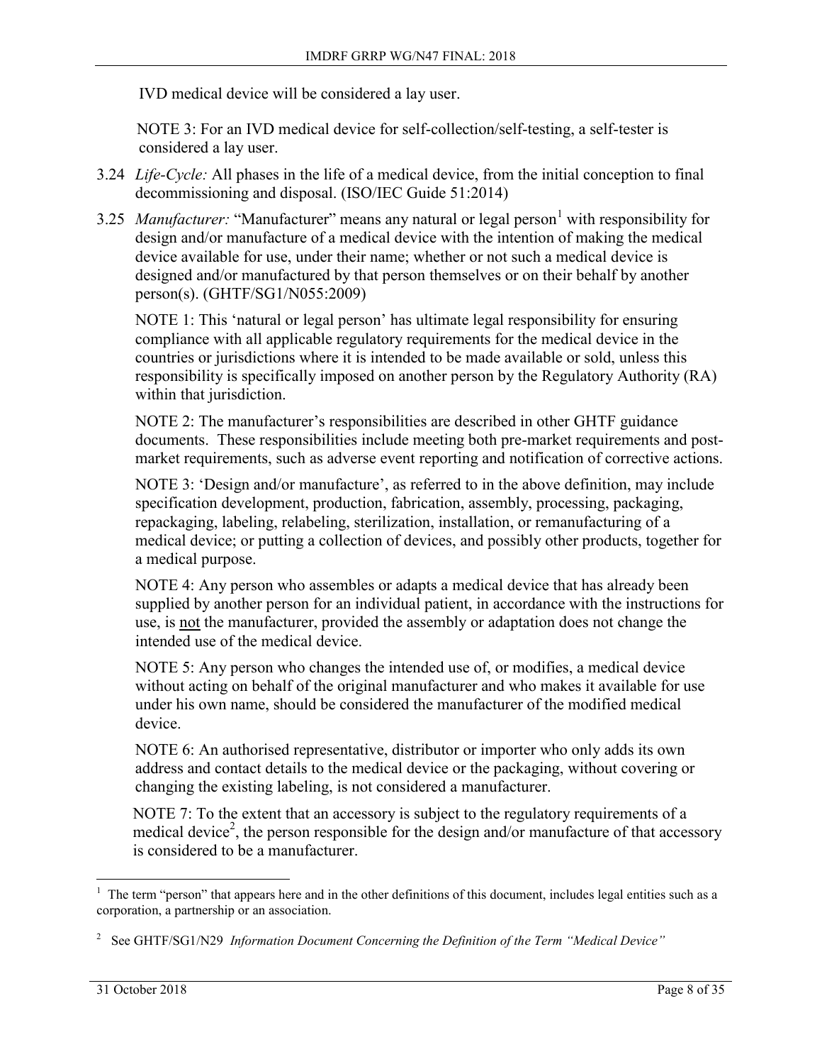IVD medical device will be considered a lay user.

NOTE 3: For an IVD medical device for self-collection/self-testing, a self-tester is considered a lay user.

3.24 *Life-Cycle:* All phases in the life of a medical device, from the initial conception to final decommissioning and disposal. (ISO/IEC Guide 51:2014)

3.25 *Manufacturer:* "Manufacturer" means any natural or legal person[1] with responsibility for design and/or manufacture of a medical device with the intention of making the medical device available for use, under their name; whether or not such a medical device is designed and/or manufactured by that person themselves or on their behalf by another person(s). (GHTF/SG1/N055:2009)

NOTE 1: This 'natural or legal person' has ultimate legal responsibility for ensuring compliance with all applicable regulatory requirements for the medical device in the countries or jurisdictions where it is intended to be made available or sold, unless this responsibility is specifically imposed on another person by the Regulatory Authority (RA) within that jurisdiction.

NOTE 2: The manufacturer's responsibilities are described in other GHTF guidance documents. These responsibilities include meeting both pre-market requirements and post-market requirements, such as adverse event reporting and notification of corrective actions.

NOTE 3: 'Design and/or manufacture', as referred to in the above definition, may include specification development, production, fabrication, assembly, processing, packaging, repackaging, labeling, relabeling, sterilization, installation, or remanufacturing of a medical device; or putting a collection of devices, and possibly other products, together for a medical purpose.

NOTE 4: Any person who assembles or adapts a medical device that has already been supplied by another person for an individual patient, in accordance with the instructions for use, is not the manufacturer, provided the assembly or adaptation does not change the intended use of the medical device.

NOTE 5: Any person who changes the intended use of, or modifies, a medical device without acting on behalf of the original manufacturer and who makes it available for use under his own name, should be considered the manufacturer of the modified medical device.

NOTE 6: An authorised representative, distributor or importer who only adds its own address and contact details to the medical device or the packaging, without covering or changing the existing labeling, is not considered a manufacturer.

NOTE 7: To the extent that an accessory is subject to the regulatory requirements of a medical device[2], the person responsible for the design and/or manufacture of that accessory is considered to be a manufacturer.

---

[1] The term "person" that appears here and in the other definitions of this document, includes legal entities such as a corporation, a partnership or an association.

[2] See GHTF/SG1/N29 *Information Document Concerning the Definition of the Term "Medical Device"*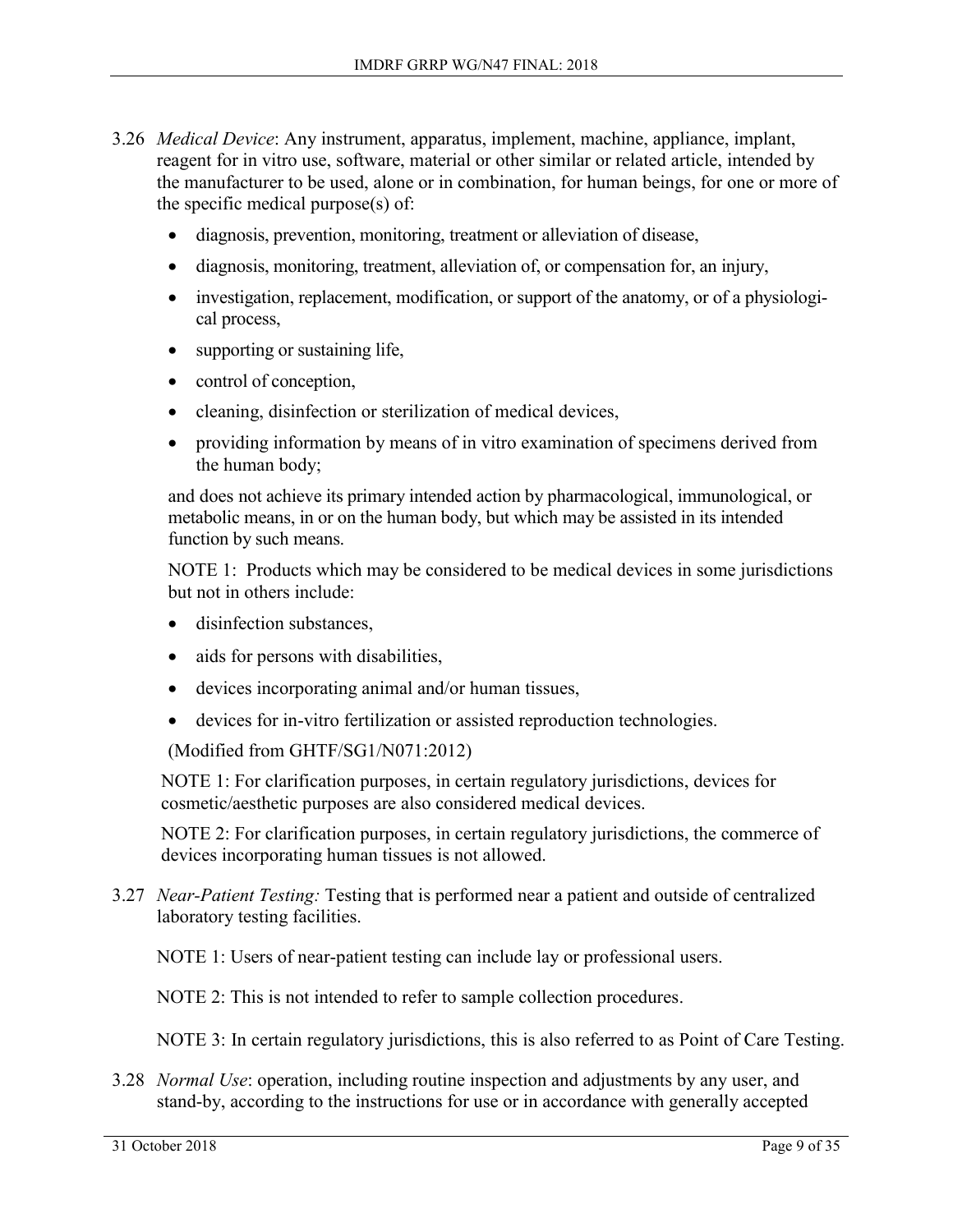3.26 *Medical Device*: Any instrument, apparatus, implement, machine, appliance, implant, reagent for in vitro use, software, material or other similar or related article, intended by the manufacturer to be used, alone or in combination, for human beings, for one or more of the specific medical purpose(s) of:

- diagnosis, prevention, monitoring, treatment or alleviation of disease,
- diagnosis, monitoring, treatment, alleviation of, or compensation for, an injury,
- investigation, replacement, modification, or support of the anatomy, or of a physiological process,
- supporting or sustaining life,
- control of conception,
- cleaning, disinfection or sterilization of medical devices,
- providing information by means of in vitro examination of specimens derived from the human body;

and does not achieve its primary intended action by pharmacological, immunological, or metabolic means, in or on the human body, but which may be assisted in its intended function by such means.

NOTE 1: Products which may be considered to be medical devices in some jurisdictions but not in others include:

- disinfection substances,
- aids for persons with disabilities,
- devices incorporating animal and/or human tissues,
- devices for in-vitro fertilization or assisted reproduction technologies.

(Modified from GHTF/SG1/N071:2012)

NOTE 1: For clarification purposes, in certain regulatory jurisdictions, devices for cosmetic/aesthetic purposes are also considered medical devices.

NOTE 2: For clarification purposes, in certain regulatory jurisdictions, the commerce of devices incorporating human tissues is not allowed.

3.27 *Near-Patient Testing:* Testing that is performed near a patient and outside of centralized laboratory testing facilities.

NOTE 1: Users of near-patient testing can include lay or professional users.

NOTE 2: This is not intended to refer to sample collection procedures.

NOTE 3: In certain regulatory jurisdictions, this is also referred to as Point of Care Testing.

3.28 *Normal Use*: operation, including routine inspection and adjustments by any user, and stand-by, according to the instructions for use or in accordance with generally accepted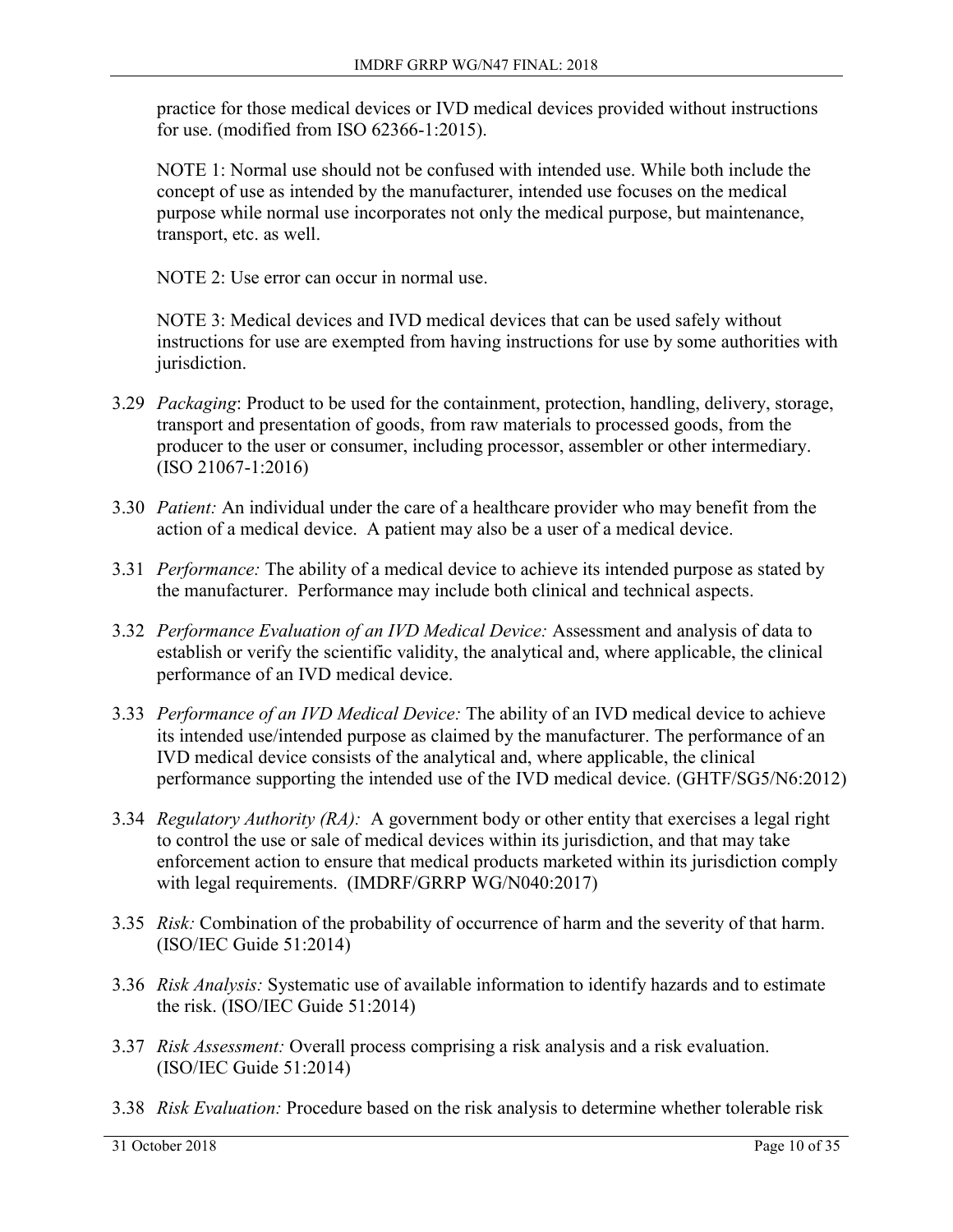practice for those medical devices or IVD medical devices provided without instructions for use. (modified from ISO 62366-1:2015).

NOTE 1: Normal use should not be confused with intended use. While both include the concept of use as intended by the manufacturer, intended use focuses on the medical purpose while normal use incorporates not only the medical purpose, but maintenance, transport, etc. as well.

NOTE 2: Use error can occur in normal use.

NOTE 3: Medical devices and IVD medical devices that can be used safely without instructions for use are exempted from having instructions for use by some authorities with jurisdiction.

3.29 *Packaging*: Product to be used for the containment, protection, handling, delivery, storage, transport and presentation of goods, from raw materials to processed goods, from the producer to the user or consumer, including processor, assembler or other intermediary. (ISO 21067-1:2016)

3.30 *Patient:* An individual under the care of a healthcare provider who may benefit from the action of a medical device. A patient may also be a user of a medical device.

3.31 *Performance:* The ability of a medical device to achieve its intended purpose as stated by the manufacturer. Performance may include both clinical and technical aspects.

3.32 *Performance Evaluation of an IVD Medical Device:* Assessment and analysis of data to establish or verify the scientific validity, the analytical and, where applicable, the clinical performance of an IVD medical device.

3.33 *Performance of an IVD Medical Device:* The ability of an IVD medical device to achieve its intended use/intended purpose as claimed by the manufacturer. The performance of an IVD medical device consists of the analytical and, where applicable, the clinical performance supporting the intended use of the IVD medical device. (GHTF/SG5/N6:2012)

3.34 *Regulatory Authority (RA):* A government body or other entity that exercises a legal right to control the use or sale of medical devices within its jurisdiction, and that may take enforcement action to ensure that medical products marketed within its jurisdiction comply with legal requirements. (IMDRF/GRRP WG/N040:2017)

3.35 *Risk:* Combination of the probability of occurrence of harm and the severity of that harm. (ISO/IEC Guide 51:2014)

3.36 *Risk Analysis:* Systematic use of available information to identify hazards and to estimate the risk. (ISO/IEC Guide 51:2014)

3.37 *Risk Assessment:* Overall process comprising a risk analysis and a risk evaluation. (ISO/IEC Guide 51:2014)

3.38 *Risk Evaluation:* Procedure based on the risk analysis to determine whether tolerable risk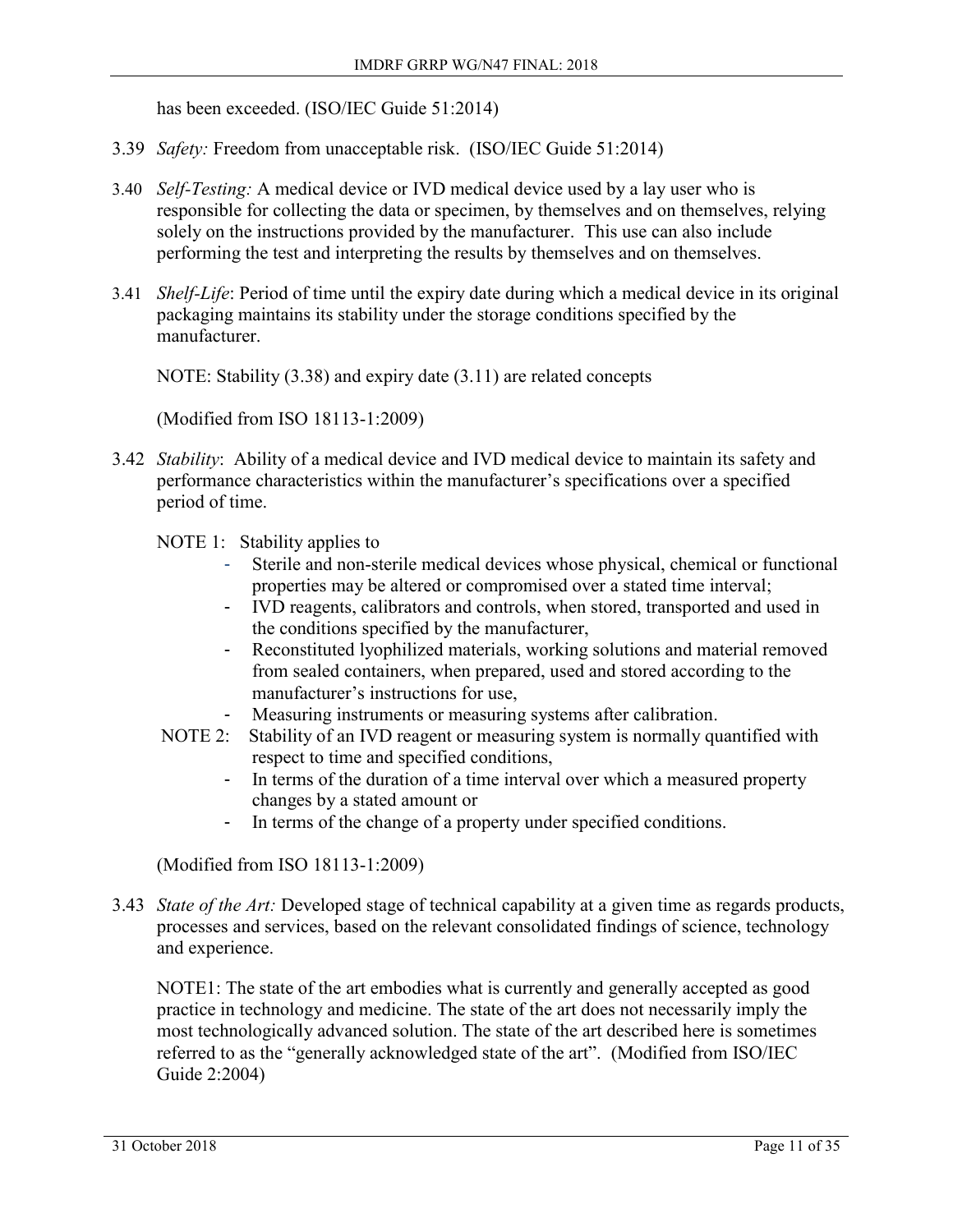has been exceeded. (ISO/IEC Guide 51:2014)

3.39 *Safety:* Freedom from unacceptable risk. (ISO/IEC Guide 51:2014)

3.40 *Self-Testing:* A medical device or IVD medical device used by a lay user who is responsible for collecting the data or specimen, by themselves and on themselves, relying solely on the instructions provided by the manufacturer. This use can also include performing the test and interpreting the results by themselves and on themselves.

3.41 *Shelf-Life*: Period of time until the expiry date during which a medical device in its original packaging maintains its stability under the storage conditions specified by the manufacturer.

NOTE: Stability (3.38) and expiry date (3.11) are related concepts

(Modified from ISO 18113-1:2009)

3.42 *Stability*: Ability of a medical device and IVD medical device to maintain its safety and performance characteristics within the manufacturer's specifications over a specified period of time.

NOTE 1: Stability applies to

- Sterile and non-sterile medical devices whose physical, chemical or functional properties may be altered or compromised over a stated time interval;
- IVD reagents, calibrators and controls, when stored, transported and used in the conditions specified by the manufacturer,
- Reconstituted lyophilized materials, working solutions and material removed from sealed containers, when prepared, used and stored according to the manufacturer's instructions for use,
- Measuring instruments or measuring systems after calibration.

NOTE 2: Stability of an IVD reagent or measuring system is normally quantified with respect to time and specified conditions,

- In terms of the duration of a time interval over which a measured property changes by a stated amount or
- In terms of the change of a property under specified conditions.

(Modified from ISO 18113-1:2009)

3.43 *State of the Art:* Developed stage of technical capability at a given time as regards products, processes and services, based on the relevant consolidated findings of science, technology and experience.

NOTE1: The state of the art embodies what is currently and generally accepted as good practice in technology and medicine. The state of the art does not necessarily imply the most technologically advanced solution. The state of the art described here is sometimes referred to as the "generally acknowledged state of the art". (Modified from ISO/IEC Guide 2:2004)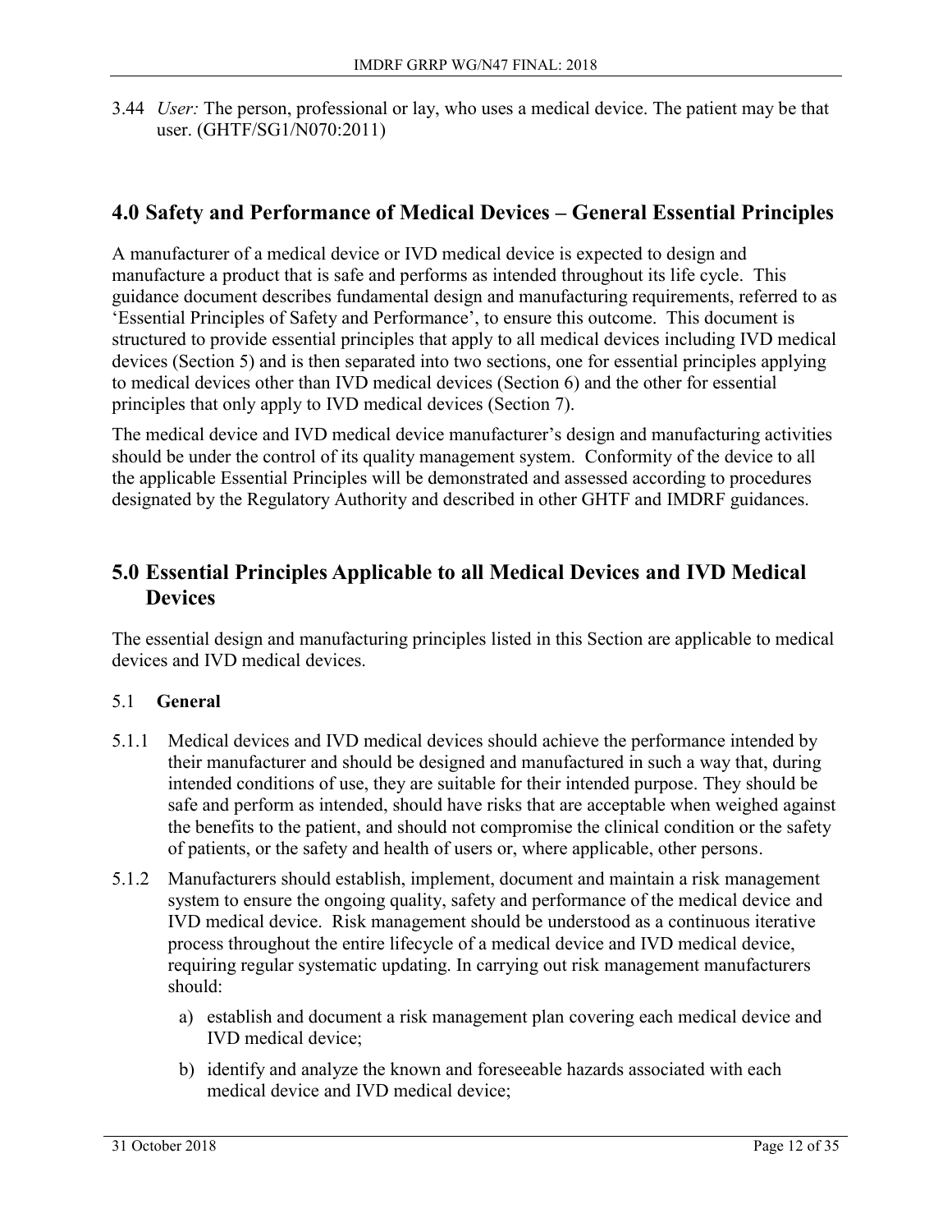3.44 *User:* The person, professional or lay, who uses a medical device. The patient may be that user. (GHTF/SG1/N070:2011)

## 4.0 Safety and Performance of Medical Devices – General Essential Principles

A manufacturer of a medical device or IVD medical device is expected to design and manufacture a product that is safe and performs as intended throughout its life cycle. This guidance document describes fundamental design and manufacturing requirements, referred to as 'Essential Principles of Safety and Performance', to ensure this outcome. This document is structured to provide essential principles that apply to all medical devices including IVD medical devices (Section 5) and is then separated into two sections, one for essential principles applying to medical devices other than IVD medical devices (Section 6) and the other for essential principles that only apply to IVD medical devices (Section 7).

The medical device and IVD medical device manufacturer's design and manufacturing activities should be under the control of its quality management system. Conformity of the device to all the applicable Essential Principles will be demonstrated and assessed according to procedures designated by the Regulatory Authority and described in other GHTF and IMDRF guidances.

## 5.0 Essential Principles Applicable to all Medical Devices and IVD Medical Devices

The essential design and manufacturing principles listed in this Section are applicable to medical devices and IVD medical devices.

### 5.1 General

5.1.1 Medical devices and IVD medical devices should achieve the performance intended by their manufacturer and should be designed and manufactured in such a way that, during intended conditions of use, they are suitable for their intended purpose. They should be safe and perform as intended, should have risks that are acceptable when weighed against the benefits to the patient, and should not compromise the clinical condition or the safety of patients, or the safety and health of users or, where applicable, other persons.

5.1.2 Manufacturers should establish, implement, document and maintain a risk management system to ensure the ongoing quality, safety and performance of the medical device and IVD medical device. Risk management should be understood as a continuous iterative process throughout the entire lifecycle of a medical device and IVD medical device, requiring regular systematic updating. In carrying out risk management manufacturers should:

a) establish and document a risk management plan covering each medical device and IVD medical device;

b) identify and analyze the known and foreseeable hazards associated with each medical device and IVD medical device;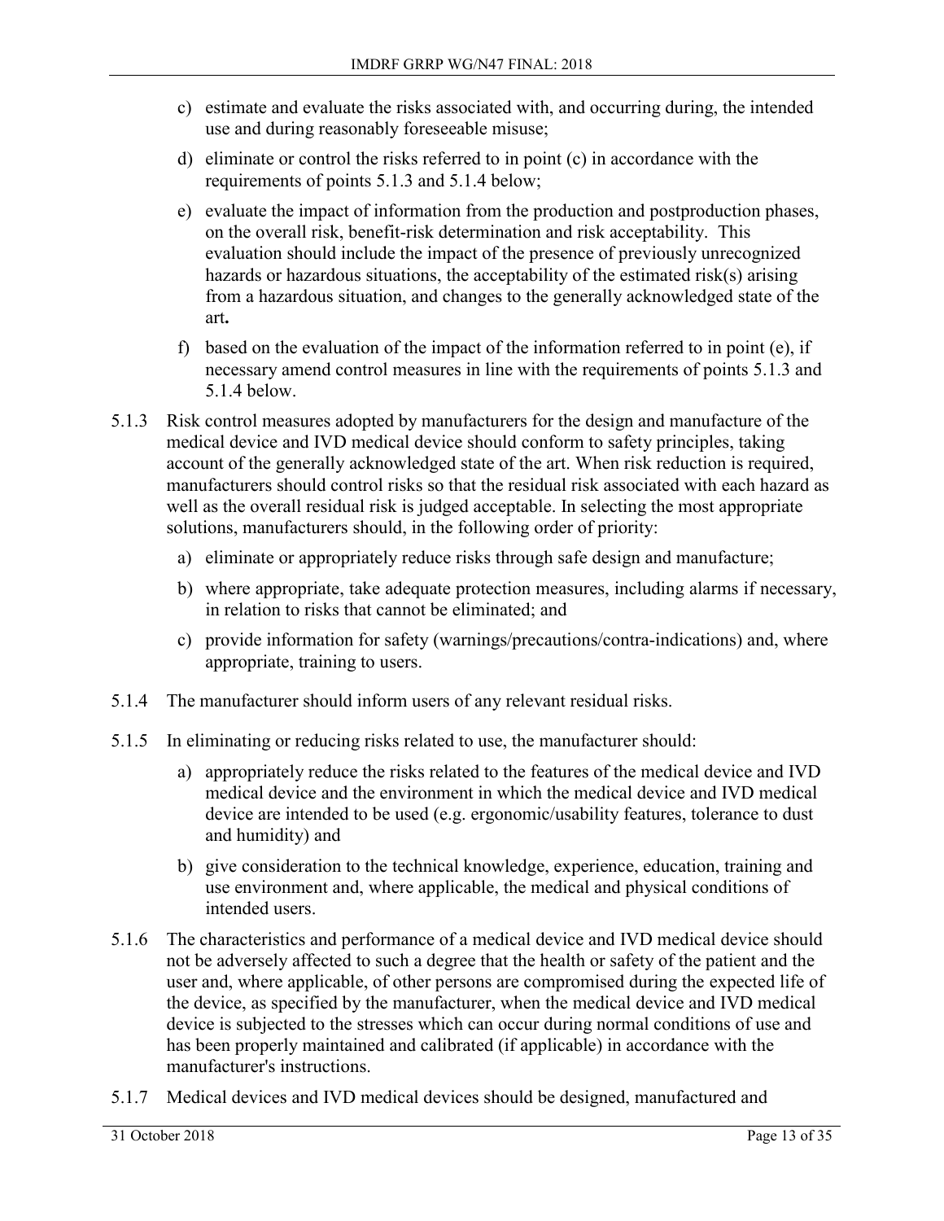c) estimate and evaluate the risks associated with, and occurring during, the intended use and during reasonably foreseeable misuse;

d) eliminate or control the risks referred to in point (c) in accordance with the requirements of points 5.1.3 and 5.1.4 below;

e) evaluate the impact of information from the production and postproduction phases, on the overall risk, benefit-risk determination and risk acceptability. This evaluation should include the impact of the presence of previously unrecognized hazards or hazardous situations, the acceptability of the estimated risk(s) arising from a hazardous situation, and changes to the generally acknowledged state of the art**.**

f) based on the evaluation of the impact of the information referred to in point (e), if necessary amend control measures in line with the requirements of points 5.1.3 and 5.1.4 below.

5.1.3 Risk control measures adopted by manufacturers for the design and manufacture of the medical device and IVD medical device should conform to safety principles, taking account of the generally acknowledged state of the art. When risk reduction is required, manufacturers should control risks so that the residual risk associated with each hazard as well as the overall residual risk is judged acceptable. In selecting the most appropriate solutions, manufacturers should, in the following order of priority:

a) eliminate or appropriately reduce risks through safe design and manufacture;

b) where appropriate, take adequate protection measures, including alarms if necessary, in relation to risks that cannot be eliminated; and

c) provide information for safety (warnings/precautions/contra-indications) and, where appropriate, training to users.

5.1.4 The manufacturer should inform users of any relevant residual risks.

5.1.5 In eliminating or reducing risks related to use, the manufacturer should:

a) appropriately reduce the risks related to the features of the medical device and IVD medical device and the environment in which the medical device and IVD medical device are intended to be used (e.g. ergonomic/usability features, tolerance to dust and humidity) and

b) give consideration to the technical knowledge, experience, education, training and use environment and, where applicable, the medical and physical conditions of intended users.

5.1.6 The characteristics and performance of a medical device and IVD medical device should not be adversely affected to such a degree that the health or safety of the patient and the user and, where applicable, of other persons are compromised during the expected life of the device, as specified by the manufacturer, when the medical device and IVD medical device is subjected to the stresses which can occur during normal conditions of use and has been properly maintained and calibrated (if applicable) in accordance with the manufacturer's instructions.

5.1.7 Medical devices and IVD medical devices should be designed, manufactured and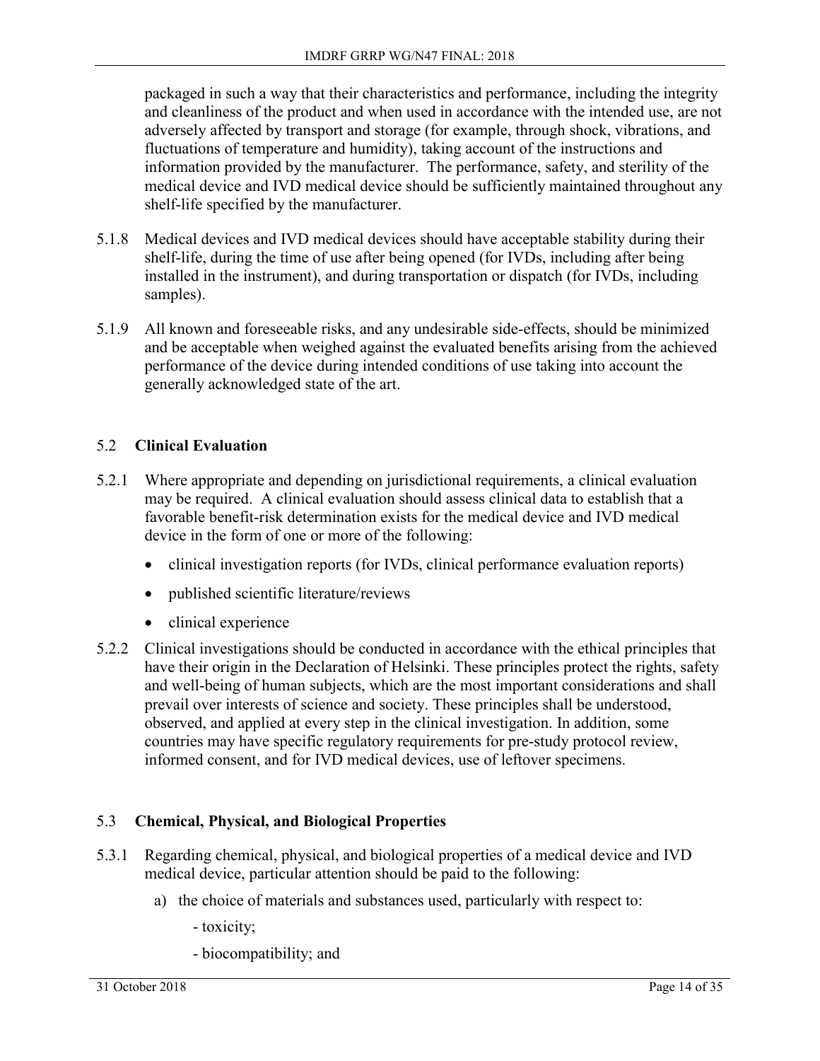packaged in such a way that their characteristics and performance, including the integrity and cleanliness of the product and when used in accordance with the intended use, are not adversely affected by transport and storage (for example, through shock, vibrations, and fluctuations of temperature and humidity), taking account of the instructions and information provided by the manufacturer. The performance, safety, and sterility of the medical device and IVD medical device should be sufficiently maintained throughout any shelf-life specified by the manufacturer.

5.1.8 Medical devices and IVD medical devices should have acceptable stability during their shelf-life, during the time of use after being opened (for IVDs, including after being installed in the instrument), and during transportation or dispatch (for IVDs, including samples).

5.1.9 All known and foreseeable risks, and any undesirable side-effects, should be minimized and be acceptable when weighed against the evaluated benefits arising from the achieved performance of the device during intended conditions of use taking into account the generally acknowledged state of the art.

## 5.2 Clinical Evaluation

5.2.1 Where appropriate and depending on jurisdictional requirements, a clinical evaluation may be required. A clinical evaluation should assess clinical data to establish that a favorable benefit-risk determination exists for the medical device and IVD medical device in the form of one or more of the following:

- clinical investigation reports (for IVDs, clinical performance evaluation reports)
- published scientific literature/reviews
- clinical experience

5.2.2 Clinical investigations should be conducted in accordance with the ethical principles that have their origin in the Declaration of Helsinki. These principles protect the rights, safety and well-being of human subjects, which are the most important considerations and shall prevail over interests of science and society. These principles shall be understood, observed, and applied at every step in the clinical investigation. In addition, some countries may have specific regulatory requirements for pre-study protocol review, informed consent, and for IVD medical devices, use of leftover specimens.

## 5.3 Chemical, Physical, and Biological Properties

5.3.1 Regarding chemical, physical, and biological properties of a medical device and IVD medical device, particular attention should be paid to the following:

a) the choice of materials and substances used, particularly with respect to:

- toxicity;
- biocompatibility; and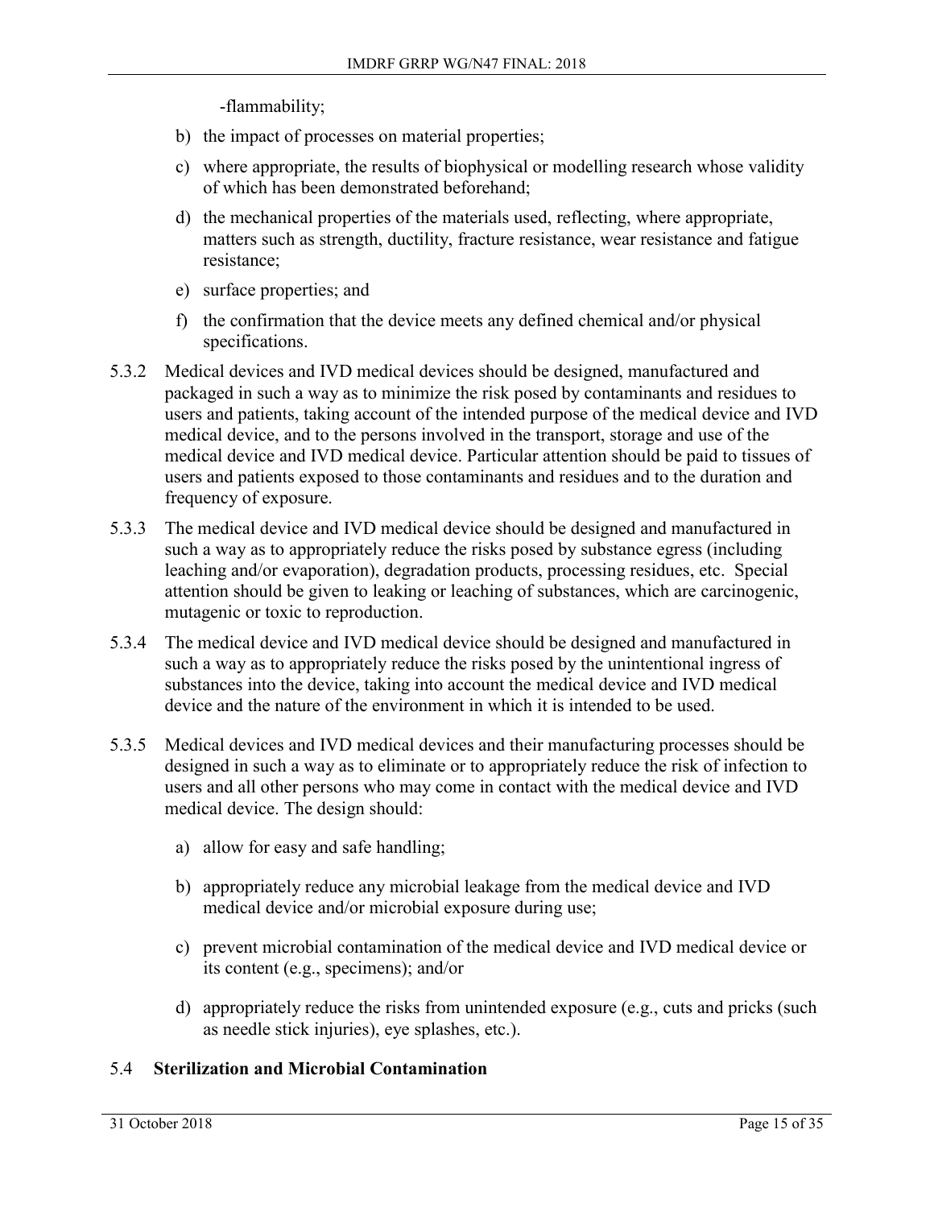-flammability;

b) the impact of processes on material properties;

c) where appropriate, the results of biophysical or modelling research whose validity of which has been demonstrated beforehand;

d) the mechanical properties of the materials used, reflecting, where appropriate, matters such as strength, ductility, fracture resistance, wear resistance and fatigue resistance;

e) surface properties; and

f) the confirmation that the device meets any defined chemical and/or physical specifications.

5.3.2 Medical devices and IVD medical devices should be designed, manufactured and packaged in such a way as to minimize the risk posed by contaminants and residues to users and patients, taking account of the intended purpose of the medical device and IVD medical device, and to the persons involved in the transport, storage and use of the medical device and IVD medical device. Particular attention should be paid to tissues of users and patients exposed to those contaminants and residues and to the duration and frequency of exposure.

5.3.3 The medical device and IVD medical device should be designed and manufactured in such a way as to appropriately reduce the risks posed by substance egress (including leaching and/or evaporation), degradation products, processing residues, etc. Special attention should be given to leaking or leaching of substances, which are carcinogenic, mutagenic or toxic to reproduction.

5.3.4 The medical device and IVD medical device should be designed and manufactured in such a way as to appropriately reduce the risks posed by the unintentional ingress of substances into the device, taking into account the medical device and IVD medical device and the nature of the environment in which it is intended to be used.

5.3.5 Medical devices and IVD medical devices and their manufacturing processes should be designed in such a way as to eliminate or to appropriately reduce the risk of infection to users and all other persons who may come in contact with the medical device and IVD medical device. The design should:

a) allow for easy and safe handling;

b) appropriately reduce any microbial leakage from the medical device and IVD medical device and/or microbial exposure during use;

c) prevent microbial contamination of the medical device and IVD medical device or its content (e.g., specimens); and/or

d) appropriately reduce the risks from unintended exposure (e.g., cuts and pricks (such as needle stick injuries), eye splashes, etc.).

## 5.4 Sterilization and Microbial Contamination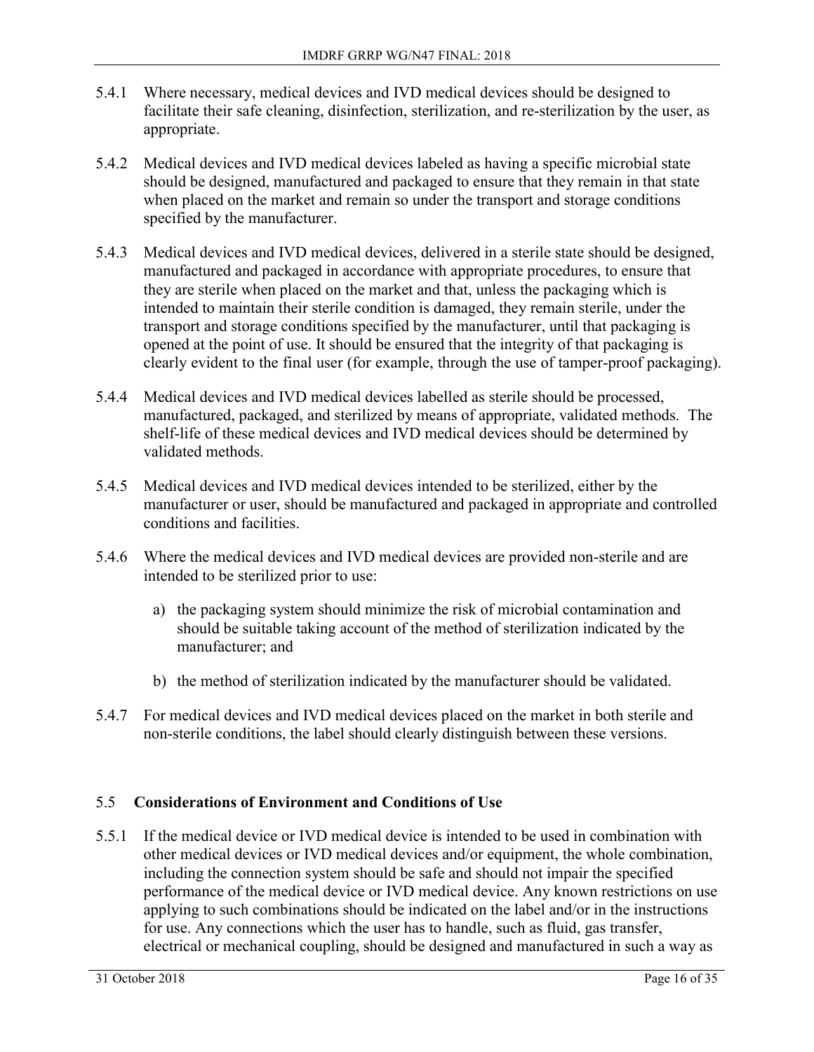5.4.1 Where necessary, medical devices and IVD medical devices should be designed to facilitate their safe cleaning, disinfection, sterilization, and re-sterilization by the user, as appropriate.

5.4.2 Medical devices and IVD medical devices labeled as having a specific microbial state should be designed, manufactured and packaged to ensure that they remain in that state when placed on the market and remain so under the transport and storage conditions specified by the manufacturer.

5.4.3 Medical devices and IVD medical devices, delivered in a sterile state should be designed, manufactured and packaged in accordance with appropriate procedures, to ensure that they are sterile when placed on the market and that, unless the packaging which is intended to maintain their sterile condition is damaged, they remain sterile, under the transport and storage conditions specified by the manufacturer, until that packaging is opened at the point of use. It should be ensured that the integrity of that packaging is clearly evident to the final user (for example, through the use of tamper-proof packaging).

5.4.4 Medical devices and IVD medical devices labelled as sterile should be processed, manufactured, packaged, and sterilized by means of appropriate, validated methods. The shelf-life of these medical devices and IVD medical devices should be determined by validated methods.

5.4.5 Medical devices and IVD medical devices intended to be sterilized, either by the manufacturer or user, should be manufactured and packaged in appropriate and controlled conditions and facilities.

5.4.6 Where the medical devices and IVD medical devices are provided non-sterile and are intended to be sterilized prior to use:

a) the packaging system should minimize the risk of microbial contamination and should be suitable taking account of the method of sterilization indicated by the manufacturer; and

b) the method of sterilization indicated by the manufacturer should be validated.

5.4.7 For medical devices and IVD medical devices placed on the market in both sterile and non-sterile conditions, the label should clearly distinguish between these versions.

## 5.5 Considerations of Environment and Conditions of Use

5.5.1 If the medical device or IVD medical device is intended to be used in combination with other medical devices or IVD medical devices and/or equipment, the whole combination, including the connection system should be safe and should not impair the specified performance of the medical device or IVD medical device. Any known restrictions on use applying to such combinations should be indicated on the label and/or in the instructions for use. Any connections which the user has to handle, such as fluid, gas transfer, electrical or mechanical coupling, should be designed and manufactured in such a way as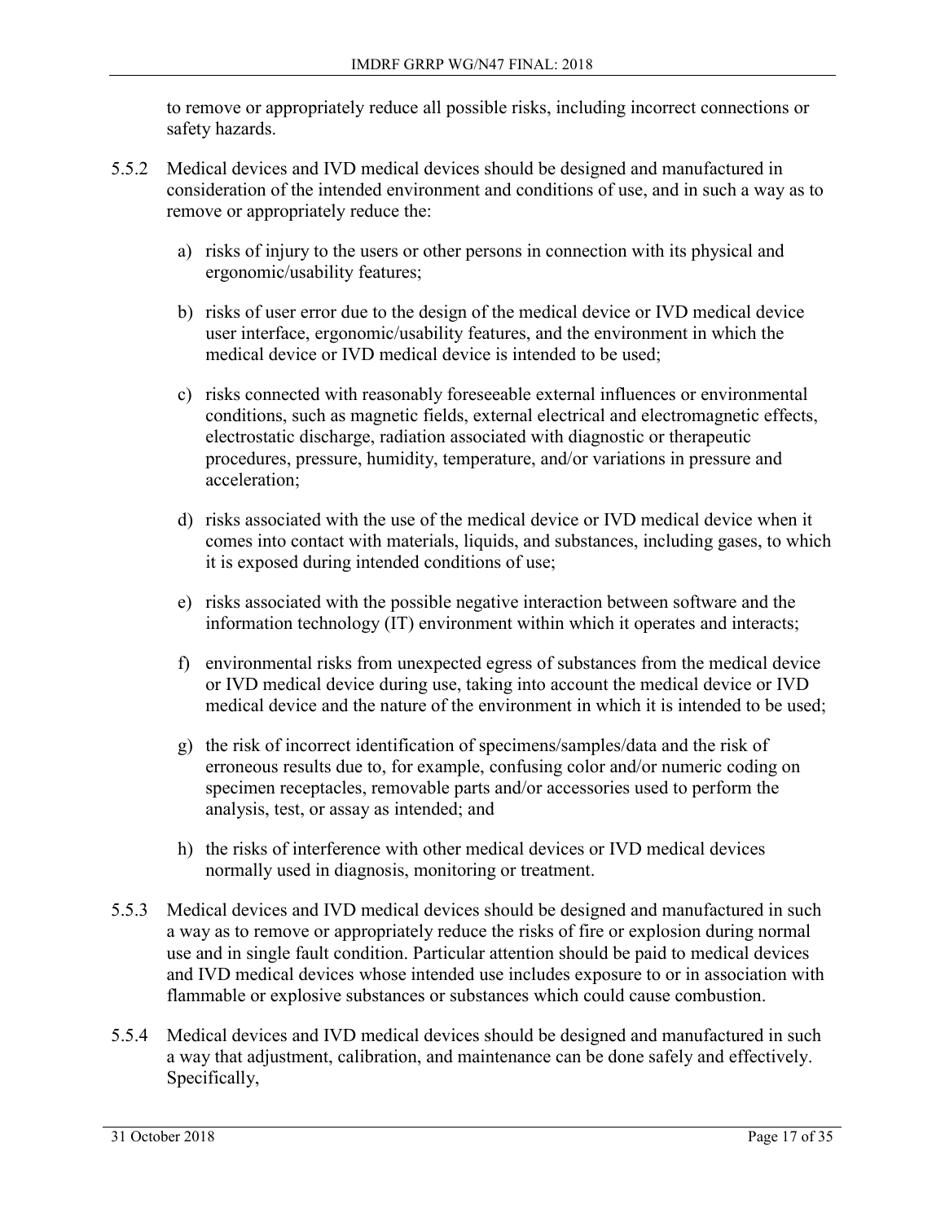to remove or appropriately reduce all possible risks, including incorrect connections or safety hazards.

5.5.2 Medical devices and IVD medical devices should be designed and manufactured in consideration of the intended environment and conditions of use, and in such a way as to remove or appropriately reduce the:

a) risks of injury to the users or other persons in connection with its physical and ergonomic/usability features;

b) risks of user error due to the design of the medical device or IVD medical device user interface, ergonomic/usability features, and the environment in which the medical device or IVD medical device is intended to be used;

c) risks connected with reasonably foreseeable external influences or environmental conditions, such as magnetic fields, external electrical and electromagnetic effects, electrostatic discharge, radiation associated with diagnostic or therapeutic procedures, pressure, humidity, temperature, and/or variations in pressure and acceleration;

d) risks associated with the use of the medical device or IVD medical device when it comes into contact with materials, liquids, and substances, including gases, to which it is exposed during intended conditions of use;

e) risks associated with the possible negative interaction between software and the information technology (IT) environment within which it operates and interacts;

f) environmental risks from unexpected egress of substances from the medical device or IVD medical device during use, taking into account the medical device or IVD medical device and the nature of the environment in which it is intended to be used;

g) the risk of incorrect identification of specimens/samples/data and the risk of erroneous results due to, for example, confusing color and/or numeric coding on specimen receptacles, removable parts and/or accessories used to perform the analysis, test, or assay as intended; and

h) the risks of interference with other medical devices or IVD medical devices normally used in diagnosis, monitoring or treatment.

5.5.3 Medical devices and IVD medical devices should be designed and manufactured in such a way as to remove or appropriately reduce the risks of fire or explosion during normal use and in single fault condition. Particular attention should be paid to medical devices and IVD medical devices whose intended use includes exposure to or in association with flammable or explosive substances or substances which could cause combustion.

5.5.4 Medical devices and IVD medical devices should be designed and manufactured in such a way that adjustment, calibration, and maintenance can be done safely and effectively. Specifically,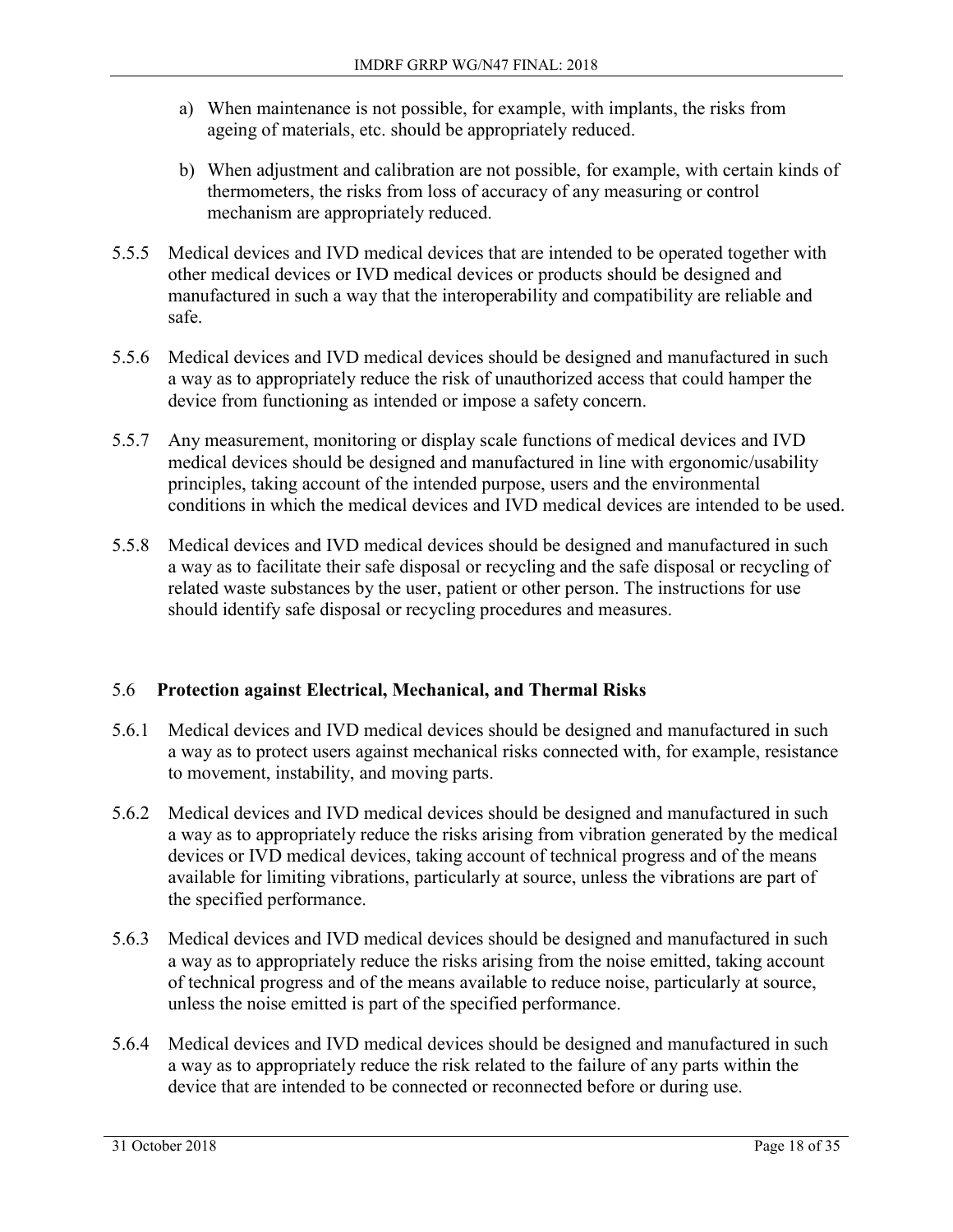a) When maintenance is not possible, for example, with implants, the risks from ageing of materials, etc. should be appropriately reduced.

b) When adjustment and calibration are not possible, for example, with certain kinds of thermometers, the risks from loss of accuracy of any measuring or control mechanism are appropriately reduced.

5.5.5 Medical devices and IVD medical devices that are intended to be operated together with other medical devices or IVD medical devices or products should be designed and manufactured in such a way that the interoperability and compatibility are reliable and safe.

5.5.6 Medical devices and IVD medical devices should be designed and manufactured in such a way as to appropriately reduce the risk of unauthorized access that could hamper the device from functioning as intended or impose a safety concern.

5.5.7 Any measurement, monitoring or display scale functions of medical devices and IVD medical devices should be designed and manufactured in line with ergonomic/usability principles, taking account of the intended purpose, users and the environmental conditions in which the medical devices and IVD medical devices are intended to be used.

5.5.8 Medical devices and IVD medical devices should be designed and manufactured in such a way as to facilitate their safe disposal or recycling and the safe disposal or recycling of related waste substances by the user, patient or other person. The instructions for use should identify safe disposal or recycling procedures and measures.

### 5.6 Protection against Electrical, Mechanical, and Thermal Risks

5.6.1 Medical devices and IVD medical devices should be designed and manufactured in such a way as to protect users against mechanical risks connected with, for example, resistance to movement, instability, and moving parts.

5.6.2 Medical devices and IVD medical devices should be designed and manufactured in such a way as to appropriately reduce the risks arising from vibration generated by the medical devices or IVD medical devices, taking account of technical progress and of the means available for limiting vibrations, particularly at source, unless the vibrations are part of the specified performance.

5.6.3 Medical devices and IVD medical devices should be designed and manufactured in such a way as to appropriately reduce the risks arising from the noise emitted, taking account of technical progress and of the means available to reduce noise, particularly at source, unless the noise emitted is part of the specified performance.

5.6.4 Medical devices and IVD medical devices should be designed and manufactured in such a way as to appropriately reduce the risk related to the failure of any parts within the device that are intended to be connected or reconnected before or during use.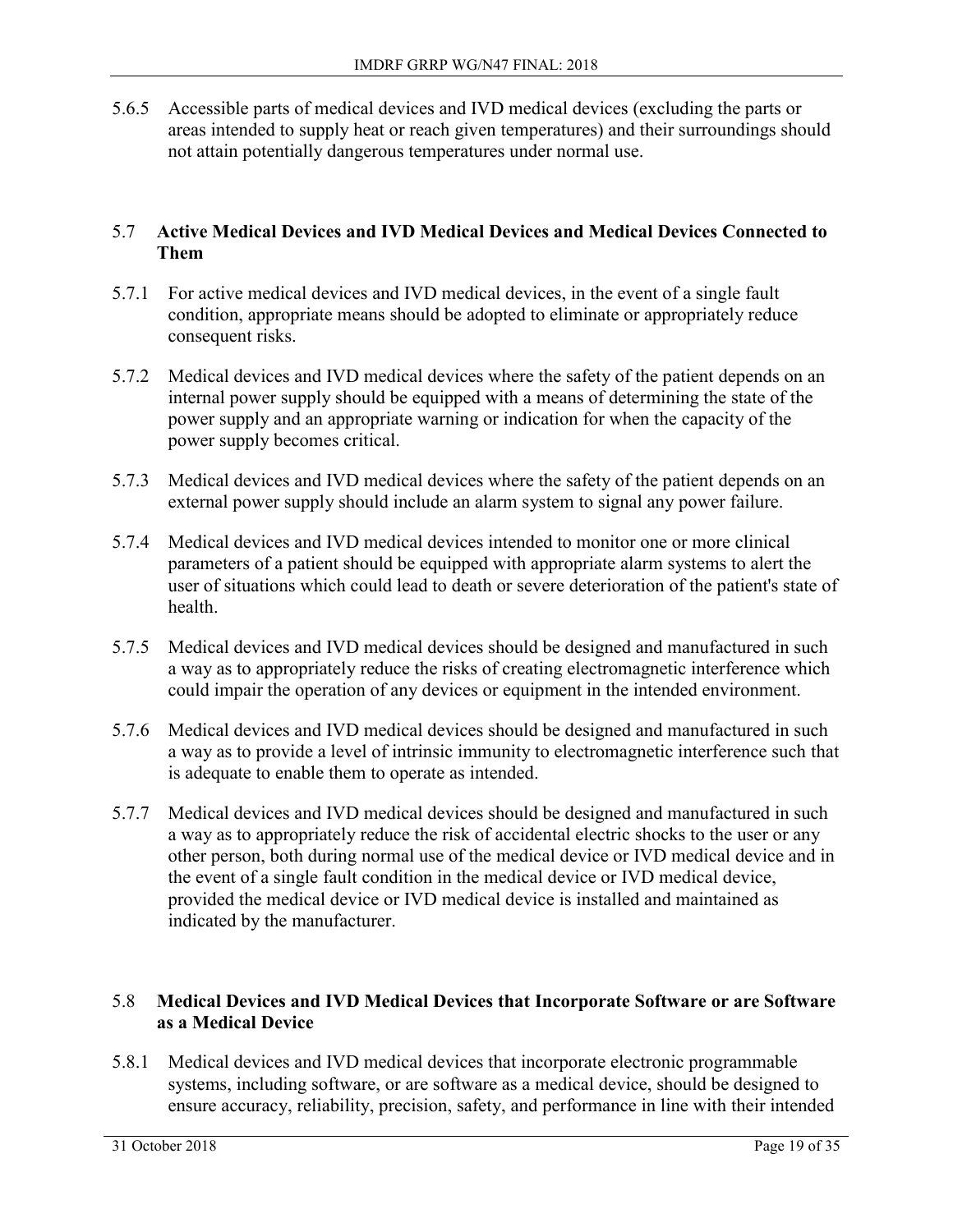5.6.5 Accessible parts of medical devices and IVD medical devices (excluding the parts or areas intended to supply heat or reach given temperatures) and their surroundings should not attain potentially dangerous temperatures under normal use.

## 5.7 Active Medical Devices and IVD Medical Devices and Medical Devices Connected to Them

5.7.1 For active medical devices and IVD medical devices, in the event of a single fault condition, appropriate means should be adopted to eliminate or appropriately reduce consequent risks.

5.7.2 Medical devices and IVD medical devices where the safety of the patient depends on an internal power supply should be equipped with a means of determining the state of the power supply and an appropriate warning or indication for when the capacity of the power supply becomes critical.

5.7.3 Medical devices and IVD medical devices where the safety of the patient depends on an external power supply should include an alarm system to signal any power failure.

5.7.4 Medical devices and IVD medical devices intended to monitor one or more clinical parameters of a patient should be equipped with appropriate alarm systems to alert the user of situations which could lead to death or severe deterioration of the patient's state of health.

5.7.5 Medical devices and IVD medical devices should be designed and manufactured in such a way as to appropriately reduce the risks of creating electromagnetic interference which could impair the operation of any devices or equipment in the intended environment.

5.7.6 Medical devices and IVD medical devices should be designed and manufactured in such a way as to provide a level of intrinsic immunity to electromagnetic interference such that is adequate to enable them to operate as intended.

5.7.7 Medical devices and IVD medical devices should be designed and manufactured in such a way as to appropriately reduce the risk of accidental electric shocks to the user or any other person, both during normal use of the medical device or IVD medical device and in the event of a single fault condition in the medical device or IVD medical device, provided the medical device or IVD medical device is installed and maintained as indicated by the manufacturer.

## 5.8 Medical Devices and IVD Medical Devices that Incorporate Software or are Software as a Medical Device

5.8.1 Medical devices and IVD medical devices that incorporate electronic programmable systems, including software, or are software as a medical device, should be designed to ensure accuracy, reliability, precision, safety, and performance in line with their intended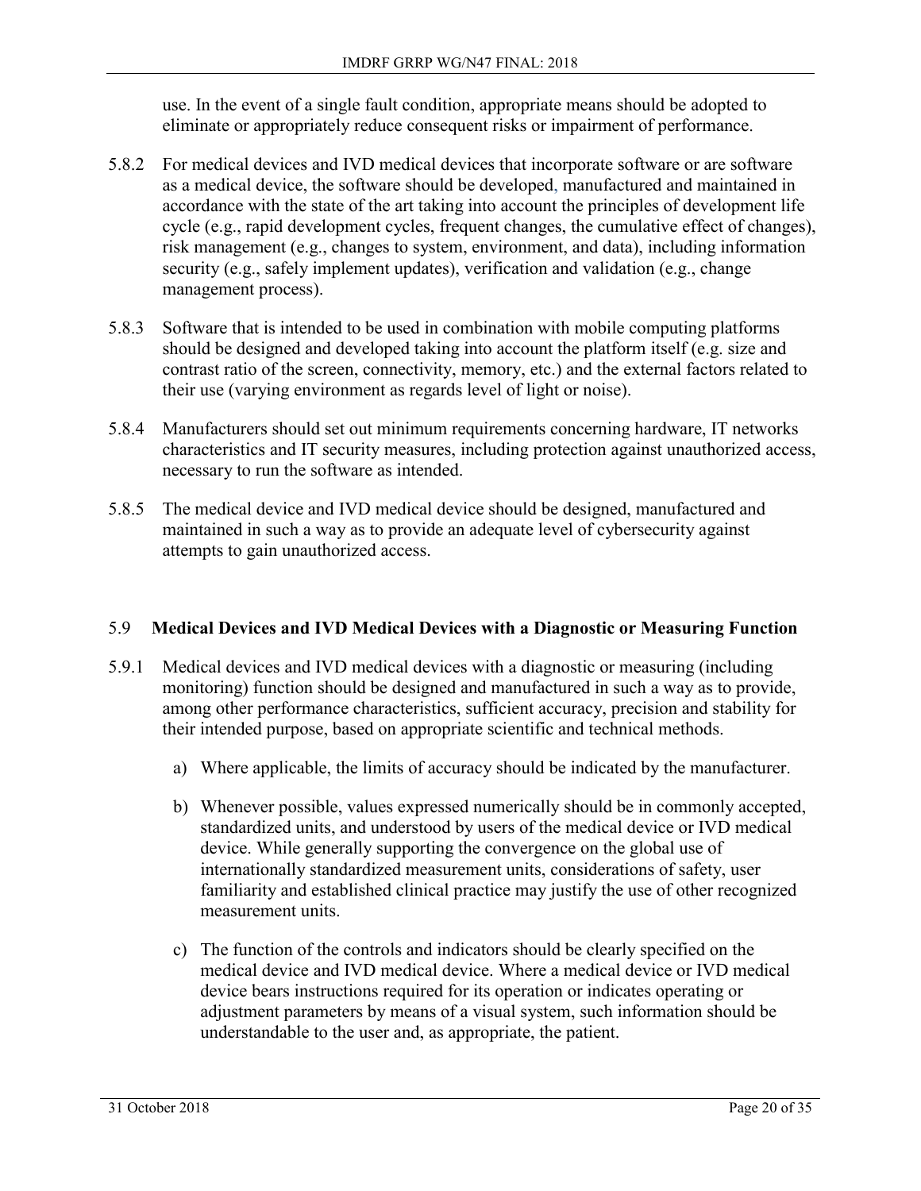use. In the event of a single fault condition, appropriate means should be adopted to eliminate or appropriately reduce consequent risks or impairment of performance.

5.8.2 For medical devices and IVD medical devices that incorporate software or are software as a medical device, the software should be developed, manufactured and maintained in accordance with the state of the art taking into account the principles of development life cycle (e.g., rapid development cycles, frequent changes, the cumulative effect of changes), risk management (e.g., changes to system, environment, and data), including information security (e.g., safely implement updates), verification and validation (e.g., change management process).

5.8.3 Software that is intended to be used in combination with mobile computing platforms should be designed and developed taking into account the platform itself (e.g. size and contrast ratio of the screen, connectivity, memory, etc.) and the external factors related to their use (varying environment as regards level of light or noise).

5.8.4 Manufacturers should set out minimum requirements concerning hardware, IT networks characteristics and IT security measures, including protection against unauthorized access, necessary to run the software as intended.

5.8.5 The medical device and IVD medical device should be designed, manufactured and maintained in such a way as to provide an adequate level of cybersecurity against attempts to gain unauthorized access.

## 5.9 Medical Devices and IVD Medical Devices with a Diagnostic or Measuring Function

5.9.1 Medical devices and IVD medical devices with a diagnostic or measuring (including monitoring) function should be designed and manufactured in such a way as to provide, among other performance characteristics, sufficient accuracy, precision and stability for their intended purpose, based on appropriate scientific and technical methods.

a) Where applicable, the limits of accuracy should be indicated by the manufacturer.

b) Whenever possible, values expressed numerically should be in commonly accepted, standardized units, and understood by users of the medical device or IVD medical device. While generally supporting the convergence on the global use of internationally standardized measurement units, considerations of safety, user familiarity and established clinical practice may justify the use of other recognized measurement units.

c) The function of the controls and indicators should be clearly specified on the medical device and IVD medical device. Where a medical device or IVD medical device bears instructions required for its operation or indicates operating or adjustment parameters by means of a visual system, such information should be understandable to the user and, as appropriate, the patient.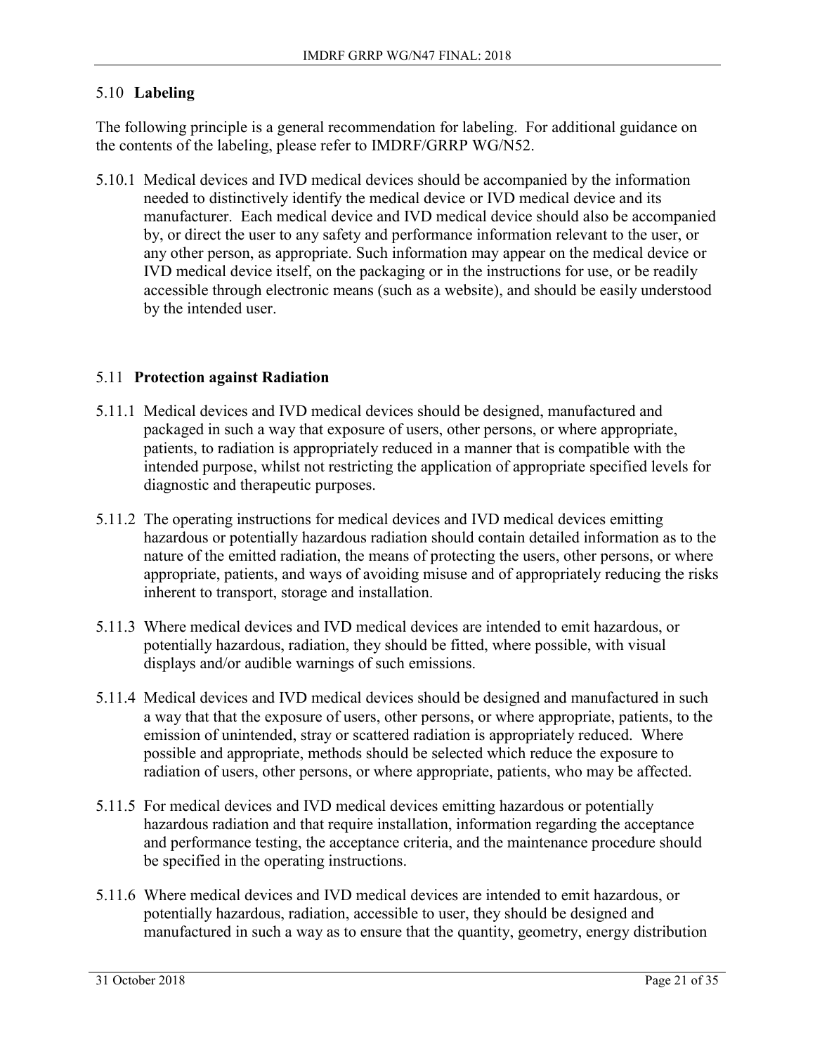## 5.10 **Labeling**

The following principle is a general recommendation for labeling. For additional guidance on the contents of the labeling, please refer to IMDRF/GRRP WG/N52.

5.10.1 Medical devices and IVD medical devices should be accompanied by the information needed to distinctively identify the medical device or IVD medical device and its manufacturer. Each medical device and IVD medical device should also be accompanied by, or direct the user to any safety and performance information relevant to the user, or any other person, as appropriate. Such information may appear on the medical device or IVD medical device itself, on the packaging or in the instructions for use, or be readily accessible through electronic means (such as a website), and should be easily understood by the intended user.

## 5.11 **Protection against Radiation**

5.11.1 Medical devices and IVD medical devices should be designed, manufactured and packaged in such a way that exposure of users, other persons, or where appropriate, patients, to radiation is appropriately reduced in a manner that is compatible with the intended purpose, whilst not restricting the application of appropriate specified levels for diagnostic and therapeutic purposes.

5.11.2 The operating instructions for medical devices and IVD medical devices emitting hazardous or potentially hazardous radiation should contain detailed information as to the nature of the emitted radiation, the means of protecting the users, other persons, or where appropriate, patients, and ways of avoiding misuse and of appropriately reducing the risks inherent to transport, storage and installation.

5.11.3 Where medical devices and IVD medical devices are intended to emit hazardous, or potentially hazardous, radiation, they should be fitted, where possible, with visual displays and/or audible warnings of such emissions.

5.11.4 Medical devices and IVD medical devices should be designed and manufactured in such a way that that the exposure of users, other persons, or where appropriate, patients, to the emission of unintended, stray or scattered radiation is appropriately reduced. Where possible and appropriate, methods should be selected which reduce the exposure to radiation of users, other persons, or where appropriate, patients, who may be affected.

5.11.5 For medical devices and IVD medical devices emitting hazardous or potentially hazardous radiation and that require installation, information regarding the acceptance and performance testing, the acceptance criteria, and the maintenance procedure should be specified in the operating instructions.

5.11.6 Where medical devices and IVD medical devices are intended to emit hazardous, or potentially hazardous, radiation, accessible to user, they should be designed and manufactured in such a way as to ensure that the quantity, geometry, energy distribution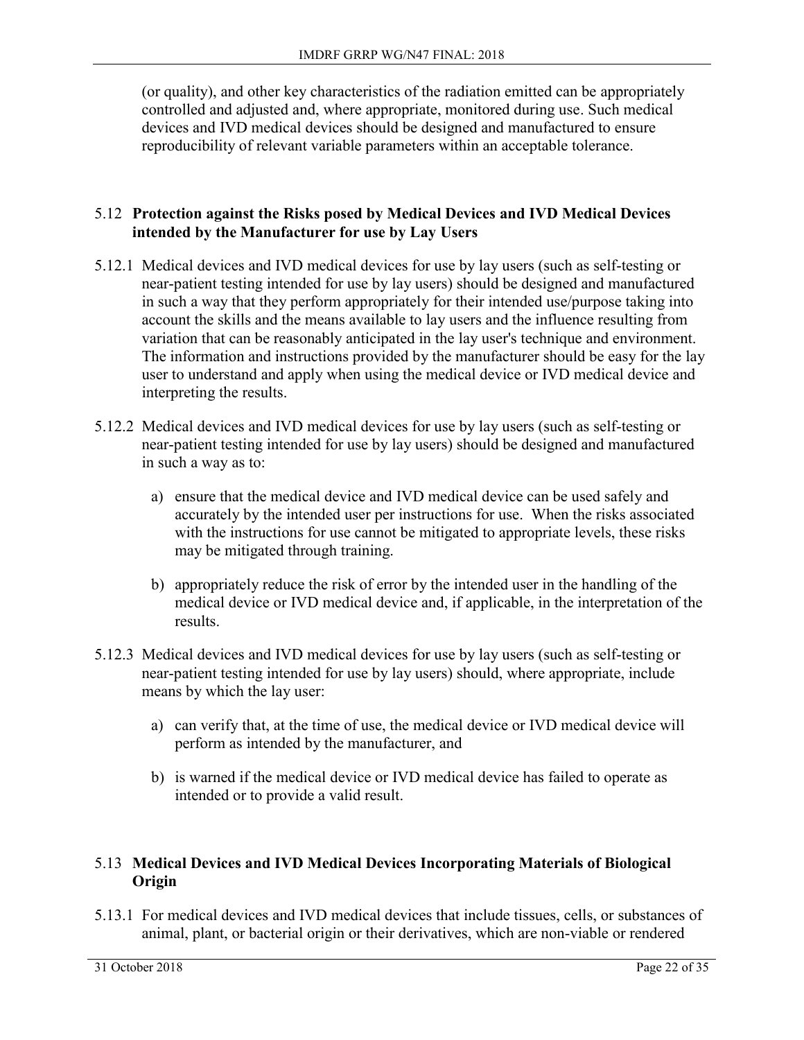(or quality), and other key characteristics of the radiation emitted can be appropriately controlled and adjusted and, where appropriate, monitored during use. Such medical devices and IVD medical devices should be designed and manufactured to ensure reproducibility of relevant variable parameters within an acceptable tolerance.

## 5.12 Protection against the Risks posed by Medical Devices and IVD Medical Devices intended by the Manufacturer for use by Lay Users

5.12.1 Medical devices and IVD medical devices for use by lay users (such as self-testing or near-patient testing intended for use by lay users) should be designed and manufactured in such a way that they perform appropriately for their intended use/purpose taking into account the skills and the means available to lay users and the influence resulting from variation that can be reasonably anticipated in the lay user's technique and environment. The information and instructions provided by the manufacturer should be easy for the lay user to understand and apply when using the medical device or IVD medical device and interpreting the results.

5.12.2 Medical devices and IVD medical devices for use by lay users (such as self-testing or near-patient testing intended for use by lay users) should be designed and manufactured in such a way as to:

a) ensure that the medical device and IVD medical device can be used safely and accurately by the intended user per instructions for use. When the risks associated with the instructions for use cannot be mitigated to appropriate levels, these risks may be mitigated through training.

b) appropriately reduce the risk of error by the intended user in the handling of the medical device or IVD medical device and, if applicable, in the interpretation of the results.

5.12.3 Medical devices and IVD medical devices for use by lay users (such as self-testing or near-patient testing intended for use by lay users) should, where appropriate, include means by which the lay user:

a) can verify that, at the time of use, the medical device or IVD medical device will perform as intended by the manufacturer, and

b) is warned if the medical device or IVD medical device has failed to operate as intended or to provide a valid result.

## 5.13 Medical Devices and IVD Medical Devices Incorporating Materials of Biological Origin

5.13.1 For medical devices and IVD medical devices that include tissues, cells, or substances of animal, plant, or bacterial origin or their derivatives, which are non-viable or rendered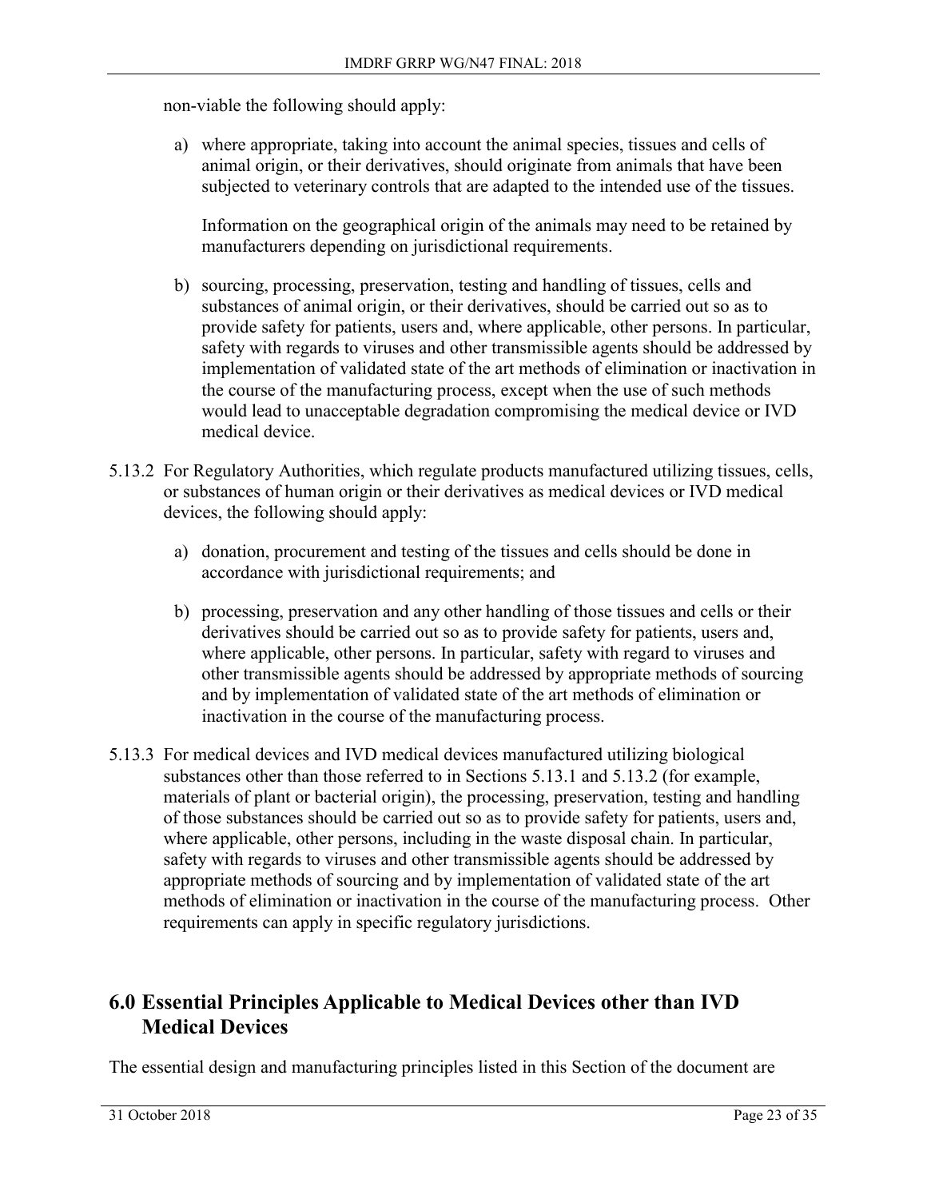non-viable the following should apply:

a) where appropriate, taking into account the animal species, tissues and cells of animal origin, or their derivatives, should originate from animals that have been subjected to veterinary controls that are adapted to the intended use of the tissues.

   Information on the geographical origin of the animals may need to be retained by manufacturers depending on jurisdictional requirements.

b) sourcing, processing, preservation, testing and handling of tissues, cells and substances of animal origin, or their derivatives, should be carried out so as to provide safety for patients, users and, where applicable, other persons. In particular, safety with regards to viruses and other transmissible agents should be addressed by implementation of validated state of the art methods of elimination or inactivation in the course of the manufacturing process, except when the use of such methods would lead to unacceptable degradation compromising the medical device or IVD medical device.

5.13.2 For Regulatory Authorities, which regulate products manufactured utilizing tissues, cells, or substances of human origin or their derivatives as medical devices or IVD medical devices, the following should apply:

a) donation, procurement and testing of the tissues and cells should be done in accordance with jurisdictional requirements; and

b) processing, preservation and any other handling of those tissues and cells or their derivatives should be carried out so as to provide safety for patients, users and, where applicable, other persons. In particular, safety with regard to viruses and other transmissible agents should be addressed by appropriate methods of sourcing and by implementation of validated state of the art methods of elimination or inactivation in the course of the manufacturing process.

5.13.3 For medical devices and IVD medical devices manufactured utilizing biological substances other than those referred to in Sections 5.13.1 and 5.13.2 (for example, materials of plant or bacterial origin), the processing, preservation, testing and handling of those substances should be carried out so as to provide safety for patients, users and, where applicable, other persons, including in the waste disposal chain. In particular, safety with regards to viruses and other transmissible agents should be addressed by appropriate methods of sourcing and by implementation of validated state of the art methods of elimination or inactivation in the course of the manufacturing process. Other requirements can apply in specific regulatory jurisdictions.

## 6.0 Essential Principles Applicable to Medical Devices other than IVD Medical Devices

The essential design and manufacturing principles listed in this Section of the document are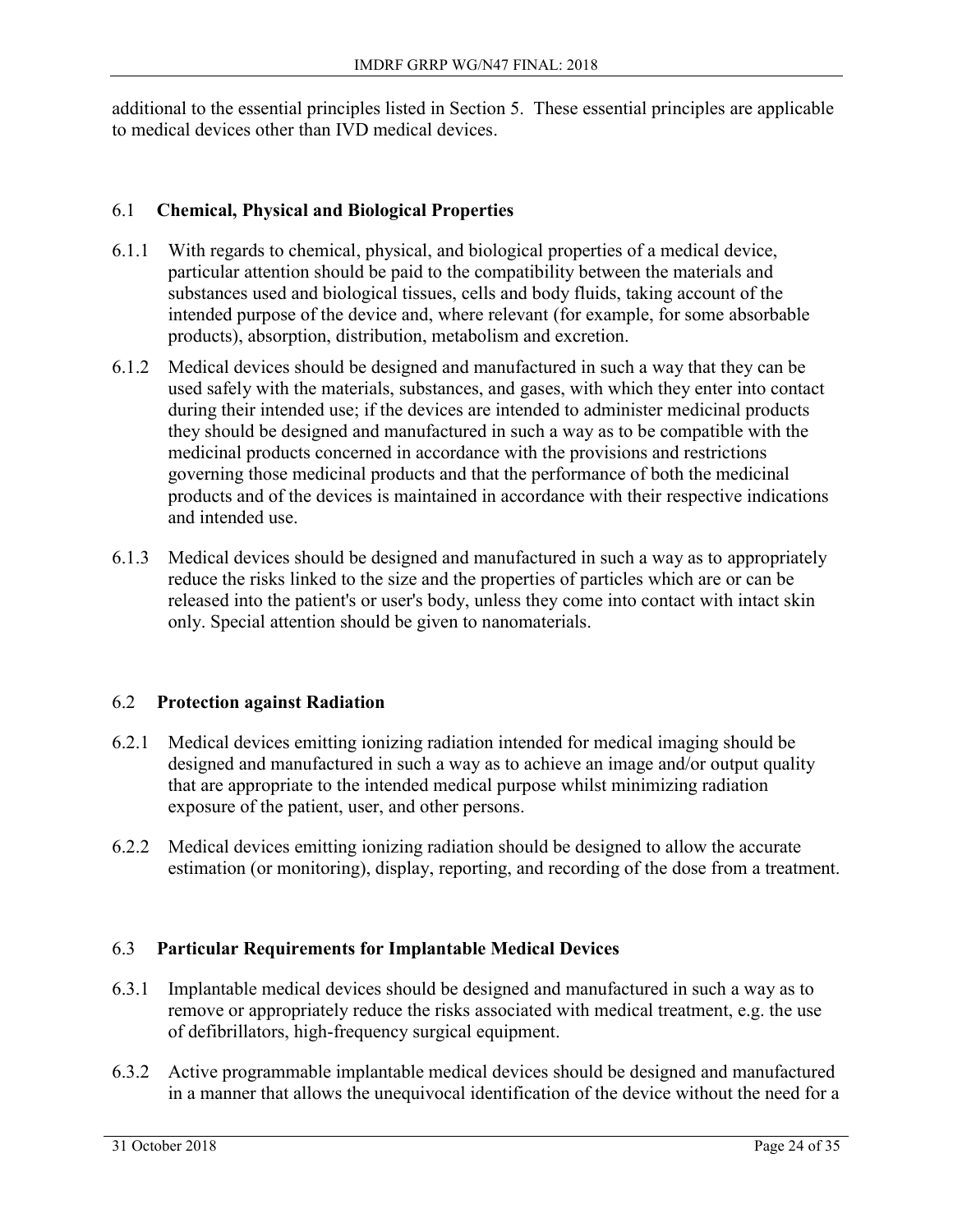additional to the essential principles listed in Section 5. These essential principles are applicable to medical devices other than IVD medical devices.

## 6.1 **Chemical, Physical and Biological Properties**

6.1.1 With regards to chemical, physical, and biological properties of a medical device, particular attention should be paid to the compatibility between the materials and substances used and biological tissues, cells and body fluids, taking account of the intended purpose of the device and, where relevant (for example, for some absorbable products), absorption, distribution, metabolism and excretion.

6.1.2 Medical devices should be designed and manufactured in such a way that they can be used safely with the materials, substances, and gases, with which they enter into contact during their intended use; if the devices are intended to administer medicinal products they should be designed and manufactured in such a way as to be compatible with the medicinal products concerned in accordance with the provisions and restrictions governing those medicinal products and that the performance of both the medicinal products and of the devices is maintained in accordance with their respective indications and intended use.

6.1.3 Medical devices should be designed and manufactured in such a way as to appropriately reduce the risks linked to the size and the properties of particles which are or can be released into the patient's or user's body, unless they come into contact with intact skin only. Special attention should be given to nanomaterials.

## 6.2 **Protection against Radiation**

6.2.1 Medical devices emitting ionizing radiation intended for medical imaging should be designed and manufactured in such a way as to achieve an image and/or output quality that are appropriate to the intended medical purpose whilst minimizing radiation exposure of the patient, user, and other persons.

6.2.2 Medical devices emitting ionizing radiation should be designed to allow the accurate estimation (or monitoring), display, reporting, and recording of the dose from a treatment.

## 6.3 **Particular Requirements for Implantable Medical Devices**

6.3.1 Implantable medical devices should be designed and manufactured in such a way as to remove or appropriately reduce the risks associated with medical treatment, e.g. the use of defibrillators, high-frequency surgical equipment.

6.3.2 Active programmable implantable medical devices should be designed and manufactured in a manner that allows the unequivocal identification of the device without the need for a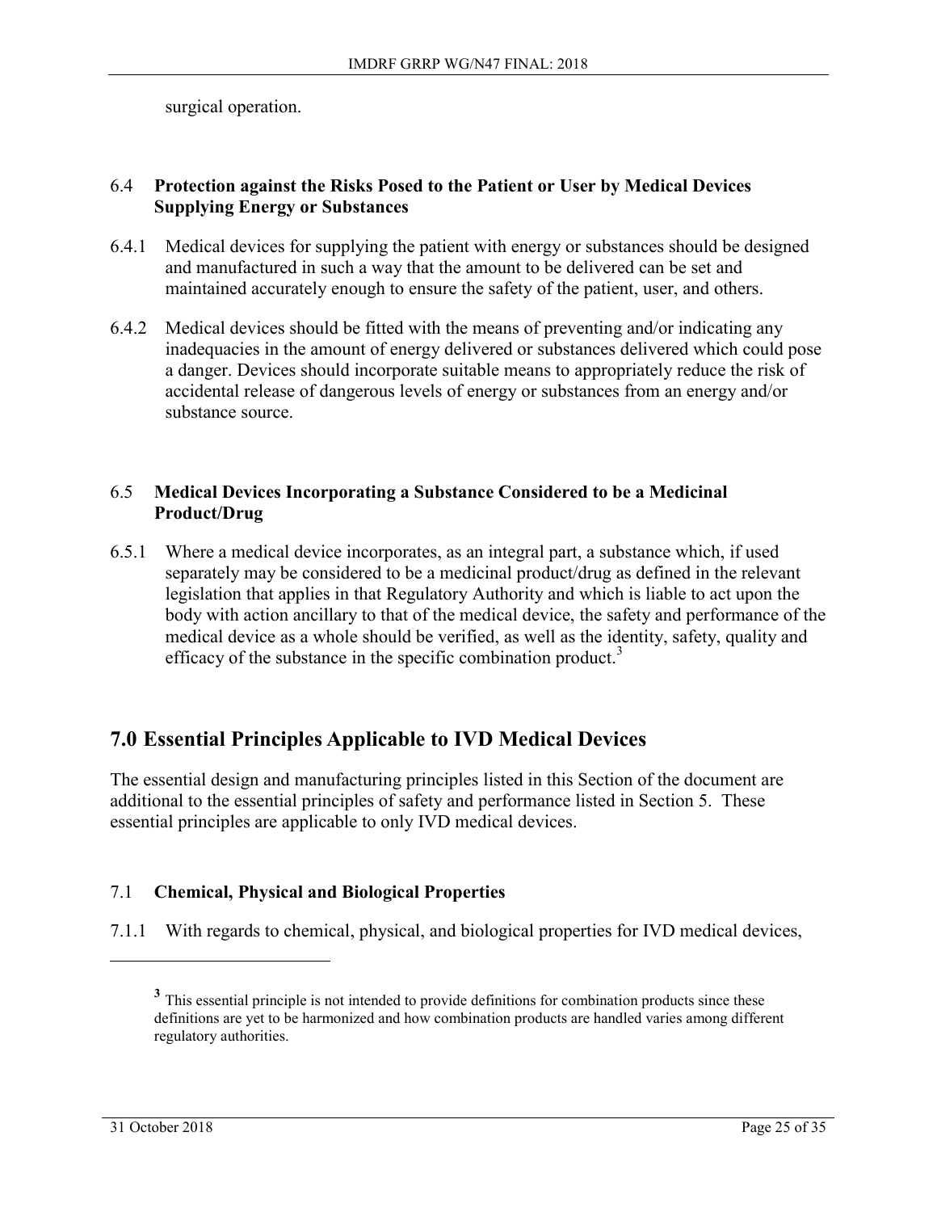surgical operation.

### 6.4 Protection against the Risks Posed to the Patient or User by Medical Devices Supplying Energy or Substances

6.4.1 Medical devices for supplying the patient with energy or substances should be designed and manufactured in such a way that the amount to be delivered can be set and maintained accurately enough to ensure the safety of the patient, user, and others.

6.4.2 Medical devices should be fitted with the means of preventing and/or indicating any inadequacies in the amount of energy delivered or substances delivered which could pose a danger. Devices should incorporate suitable means to appropriately reduce the risk of accidental release of dangerous levels of energy or substances from an energy and/or substance source.

### 6.5 Medical Devices Incorporating a Substance Considered to be a Medicinal Product/Drug

6.5.1 Where a medical device incorporates, as an integral part, a substance which, if used separately may be considered to be a medicinal product/drug as defined in the relevant legislation that applies in that Regulatory Authority and which is liable to act upon the body with action ancillary to that of the medical device, the safety and performance of the medical device as a whole should be verified, as well as the identity, safety, quality and efficacy of the substance in the specific combination product.[3]

## 7.0 Essential Principles Applicable to IVD Medical Devices

The essential design and manufacturing principles listed in this Section of the document are additional to the essential principles of safety and performance listed in Section 5. These essential principles are applicable to only IVD medical devices.

### 7.1 Chemical, Physical and Biological Properties

7.1.1 With regards to chemical, physical, and biological properties for IVD medical devices,

---

[3] This essential principle is not intended to provide definitions for combination products since these definitions are yet to be harmonized and how combination products are handled varies among different regulatory authorities.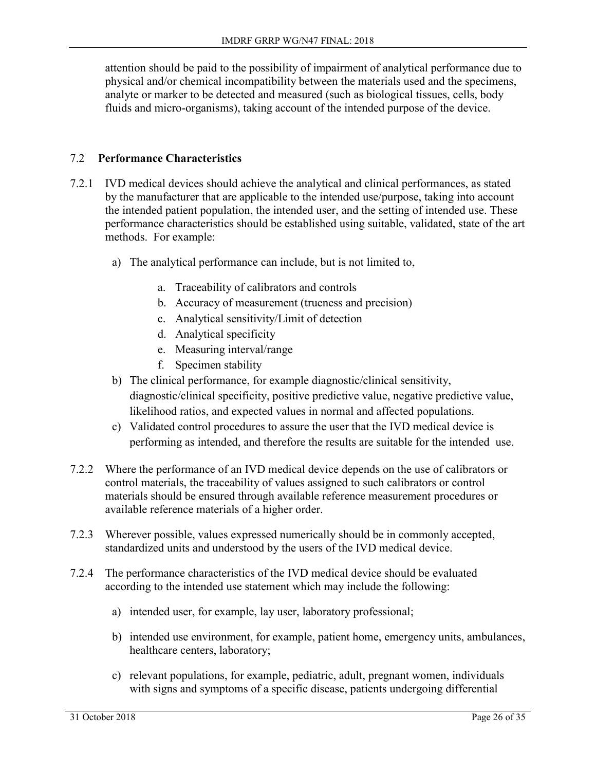attention should be paid to the possibility of impairment of analytical performance due to physical and/or chemical incompatibility between the materials used and the specimens, analyte or marker to be detected and measured (such as biological tissues, cells, body fluids and micro-organisms), taking account of the intended purpose of the device.

### 7.2 **Performance Characteristics**

7.2.1 IVD medical devices should achieve the analytical and clinical performances, as stated by the manufacturer that are applicable to the intended use/purpose, taking into account the intended patient population, the intended user, and the setting of intended use. These performance characteristics should be established using suitable, validated, state of the art methods. For example:

- a) The analytical performance can include, but is not limited to,
  - a. Traceability of calibrators and controls
  - b. Accuracy of measurement (trueness and precision)
  - c. Analytical sensitivity/Limit of detection
  - d. Analytical specificity
  - e. Measuring interval/range
  - f. Specimen stability
- b) The clinical performance, for example diagnostic/clinical sensitivity, diagnostic/clinical specificity, positive predictive value, negative predictive value, likelihood ratios, and expected values in normal and affected populations.
- c) Validated control procedures to assure the user that the IVD medical device is performing as intended, and therefore the results are suitable for the intended use.

7.2.2 Where the performance of an IVD medical device depends on the use of calibrators or control materials, the traceability of values assigned to such calibrators or control materials should be ensured through available reference measurement procedures or available reference materials of a higher order.

7.2.3 Wherever possible, values expressed numerically should be in commonly accepted, standardized units and understood by the users of the IVD medical device.

7.2.4 The performance characteristics of the IVD medical device should be evaluated according to the intended use statement which may include the following:

- a) intended user, for example, lay user, laboratory professional;
- b) intended use environment, for example, patient home, emergency units, ambulances, healthcare centers, laboratory;
- c) relevant populations, for example, pediatric, adult, pregnant women, individuals with signs and symptoms of a specific disease, patients undergoing differential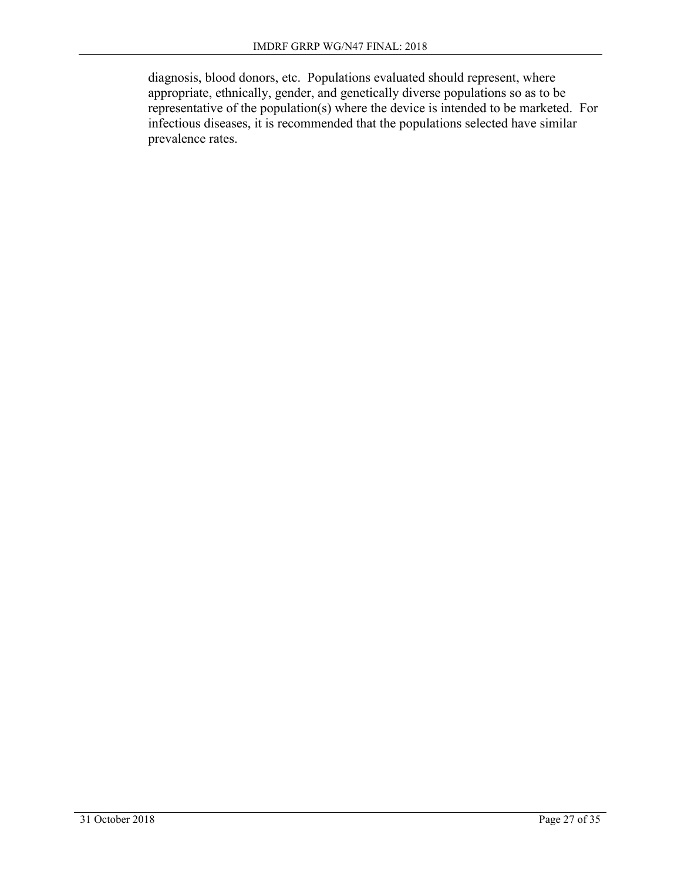diagnosis, blood donors, etc. Populations evaluated should represent, where appropriate, ethnically, gender, and genetically diverse populations so as to be representative of the population(s) where the device is intended to be marketed. For infectious diseases, it is recommended that the populations selected have similar prevalence rates.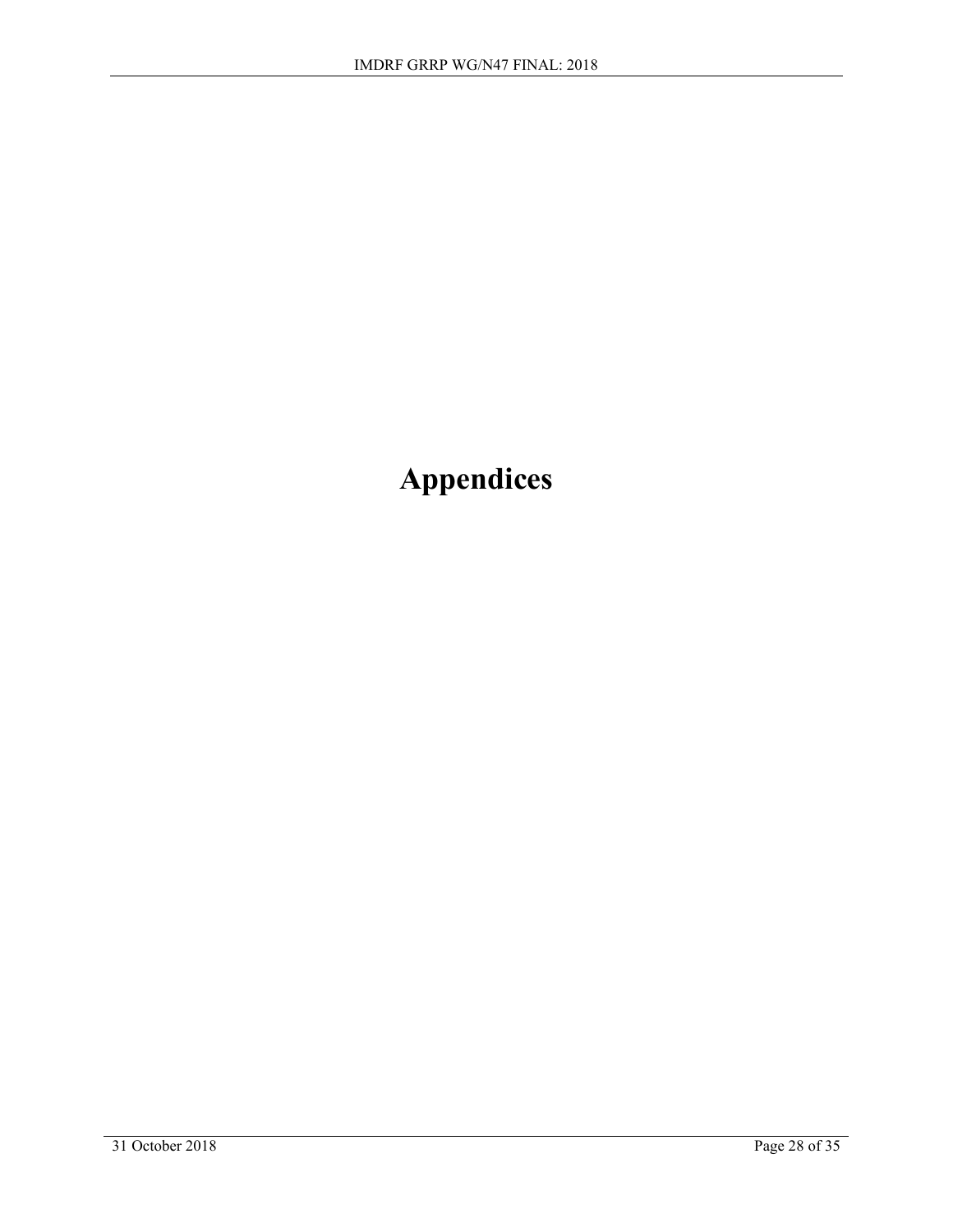# Appendices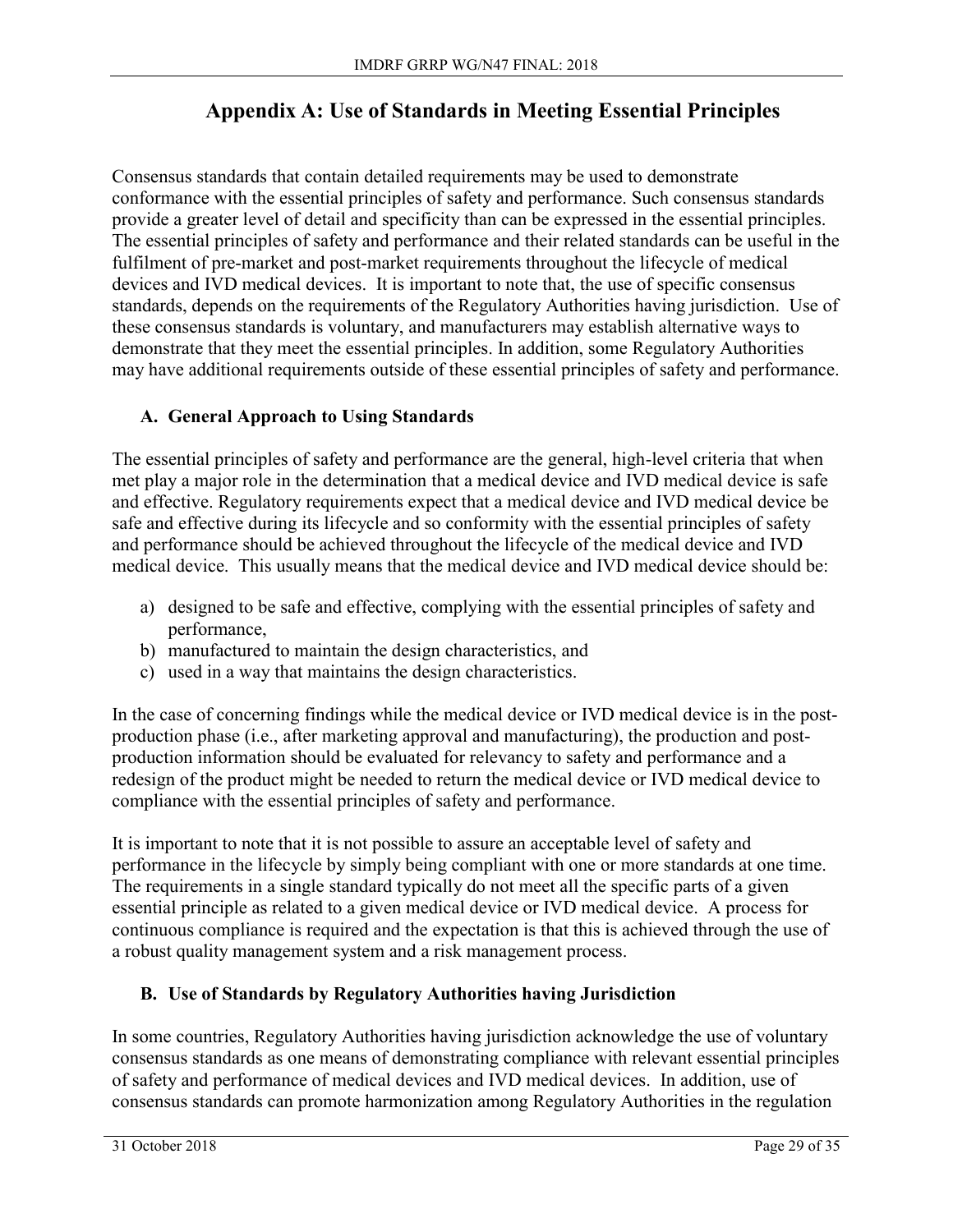# Appendix A: Use of Standards in Meeting Essential Principles

Consensus standards that contain detailed requirements may be used to demonstrate conformance with the essential principles of safety and performance. Such consensus standards provide a greater level of detail and specificity than can be expressed in the essential principles. The essential principles of safety and performance and their related standards can be useful in the fulfilment of pre-market and post-market requirements throughout the lifecycle of medical devices and IVD medical devices. It is important to note that, the use of specific consensus standards, depends on the requirements of the Regulatory Authorities having jurisdiction. Use of these consensus standards is voluntary, and manufacturers may establish alternative ways to demonstrate that they meet the essential principles. In addition, some Regulatory Authorities may have additional requirements outside of these essential principles of safety and performance.

## A. General Approach to Using Standards

The essential principles of safety and performance are the general, high-level criteria that when met play a major role in the determination that a medical device and IVD medical device is safe and effective. Regulatory requirements expect that a medical device and IVD medical device be safe and effective during its lifecycle and so conformity with the essential principles of safety and performance should be achieved throughout the lifecycle of the medical device and IVD medical device. This usually means that the medical device and IVD medical device should be:

a) designed to be safe and effective, complying with the essential principles of safety and performance,
b) manufactured to maintain the design characteristics, and
c) used in a way that maintains the design characteristics.

In the case of concerning findings while the medical device or IVD medical device is in the post-production phase (i.e., after marketing approval and manufacturing), the production and post-production information should be evaluated for relevancy to safety and performance and a redesign of the product might be needed to return the medical device or IVD medical device to compliance with the essential principles of safety and performance.

It is important to note that it is not possible to assure an acceptable level of safety and performance in the lifecycle by simply being compliant with one or more standards at one time. The requirements in a single standard typically do not meet all the specific parts of a given essential principle as related to a given medical device or IVD medical device. A process for continuous compliance is required and the expectation is that this is achieved through the use of a robust quality management system and a risk management process.

## B. Use of Standards by Regulatory Authorities having Jurisdiction

In some countries, Regulatory Authorities having jurisdiction acknowledge the use of voluntary consensus standards as one means of demonstrating compliance with relevant essential principles of safety and performance of medical devices and IVD medical devices. In addition, use of consensus standards can promote harmonization among Regulatory Authorities in the regulation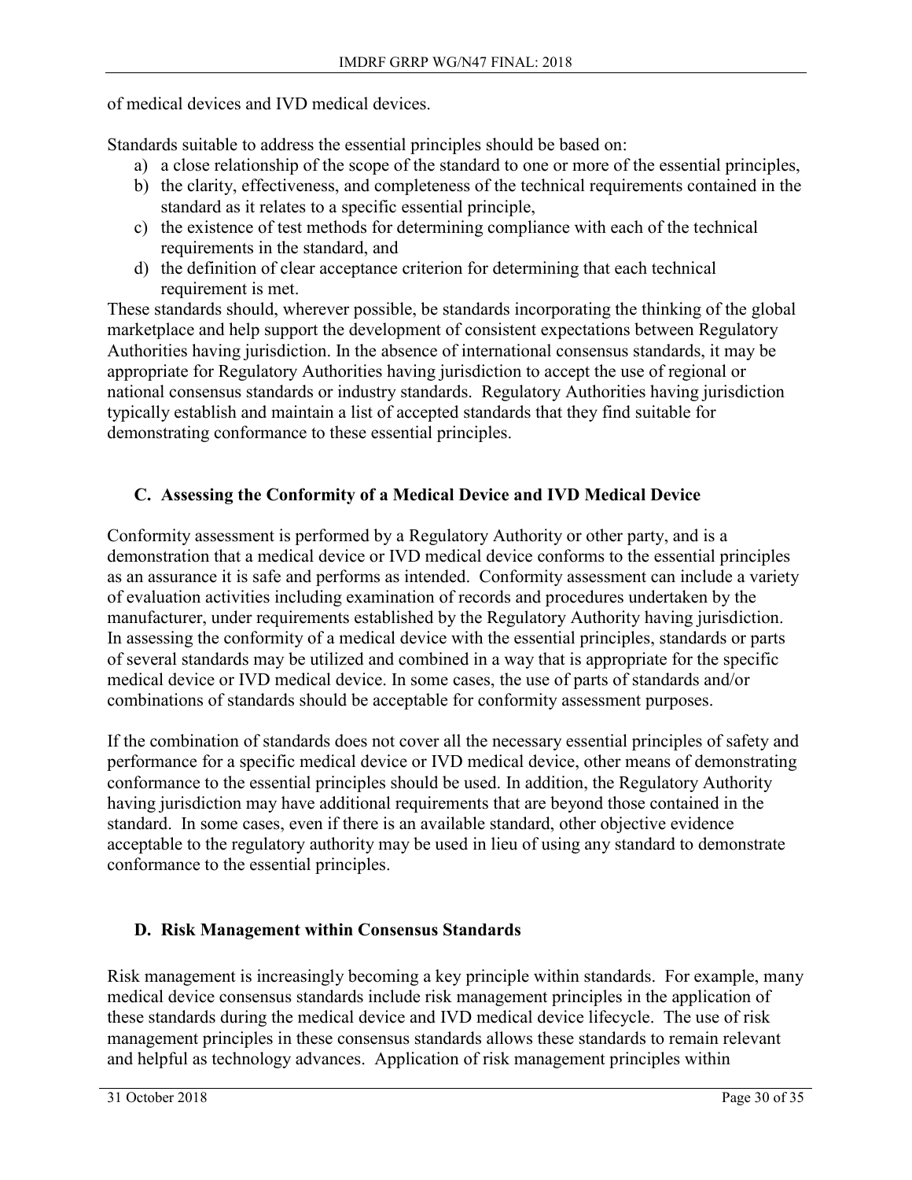of medical devices and IVD medical devices.

Standards suitable to address the essential principles should be based on:

a) a close relationship of the scope of the standard to one or more of the essential principles,
b) the clarity, effectiveness, and completeness of the technical requirements contained in the standard as it relates to a specific essential principle,
c) the existence of test methods for determining compliance with each of the technical requirements in the standard, and
d) the definition of clear acceptance criterion for determining that each technical requirement is met.

These standards should, wherever possible, be standards incorporating the thinking of the global marketplace and help support the development of consistent expectations between Regulatory Authorities having jurisdiction. In the absence of international consensus standards, it may be appropriate for Regulatory Authorities having jurisdiction to accept the use of regional or national consensus standards or industry standards. Regulatory Authorities having jurisdiction typically establish and maintain a list of accepted standards that they find suitable for demonstrating conformance to these essential principles.

## C. Assessing the Conformity of a Medical Device and IVD Medical Device

Conformity assessment is performed by a Regulatory Authority or other party, and is a demonstration that a medical device or IVD medical device conforms to the essential principles as an assurance it is safe and performs as intended. Conformity assessment can include a variety of evaluation activities including examination of records and procedures undertaken by the manufacturer, under requirements established by the Regulatory Authority having jurisdiction. In assessing the conformity of a medical device with the essential principles, standards or parts of several standards may be utilized and combined in a way that is appropriate for the specific medical device or IVD medical device. In some cases, the use of parts of standards and/or combinations of standards should be acceptable for conformity assessment purposes.

If the combination of standards does not cover all the necessary essential principles of safety and performance for a specific medical device or IVD medical device, other means of demonstrating conformance to the essential principles should be used. In addition, the Regulatory Authority having jurisdiction may have additional requirements that are beyond those contained in the standard. In some cases, even if there is an available standard, other objective evidence acceptable to the regulatory authority may be used in lieu of using any standard to demonstrate conformance to the essential principles.

## D. Risk Management within Consensus Standards

Risk management is increasingly becoming a key principle within standards. For example, many medical device consensus standards include risk management principles in the application of these standards during the medical device and IVD medical device lifecycle. The use of risk management principles in these consensus standards allows these standards to remain relevant and helpful as technology advances. Application of risk management principles within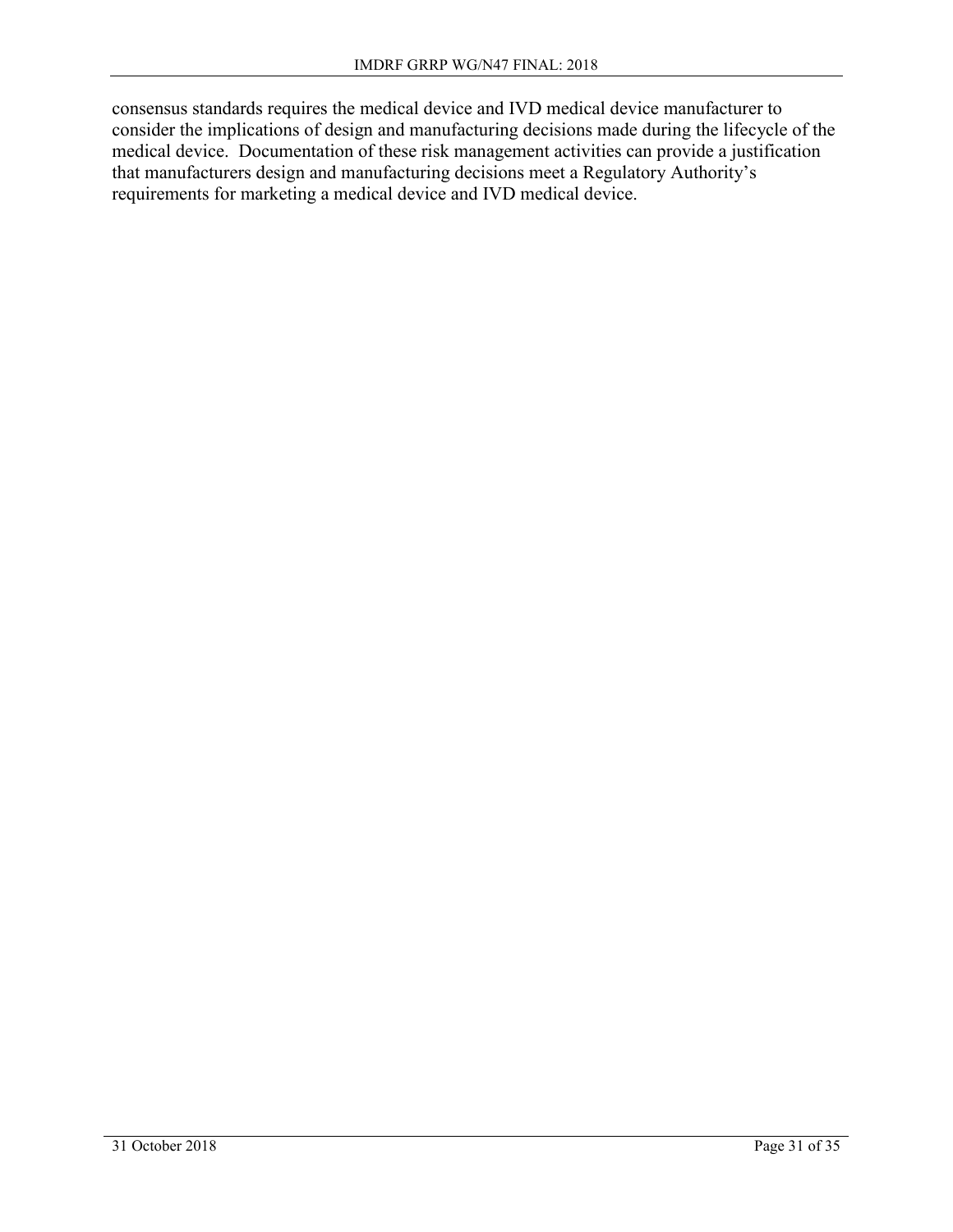consensus standards requires the medical device and IVD medical device manufacturer to consider the implications of design and manufacturing decisions made during the lifecycle of the medical device. Documentation of these risk management activities can provide a justification that manufacturers design and manufacturing decisions meet a Regulatory Authority's requirements for marketing a medical device and IVD medical device.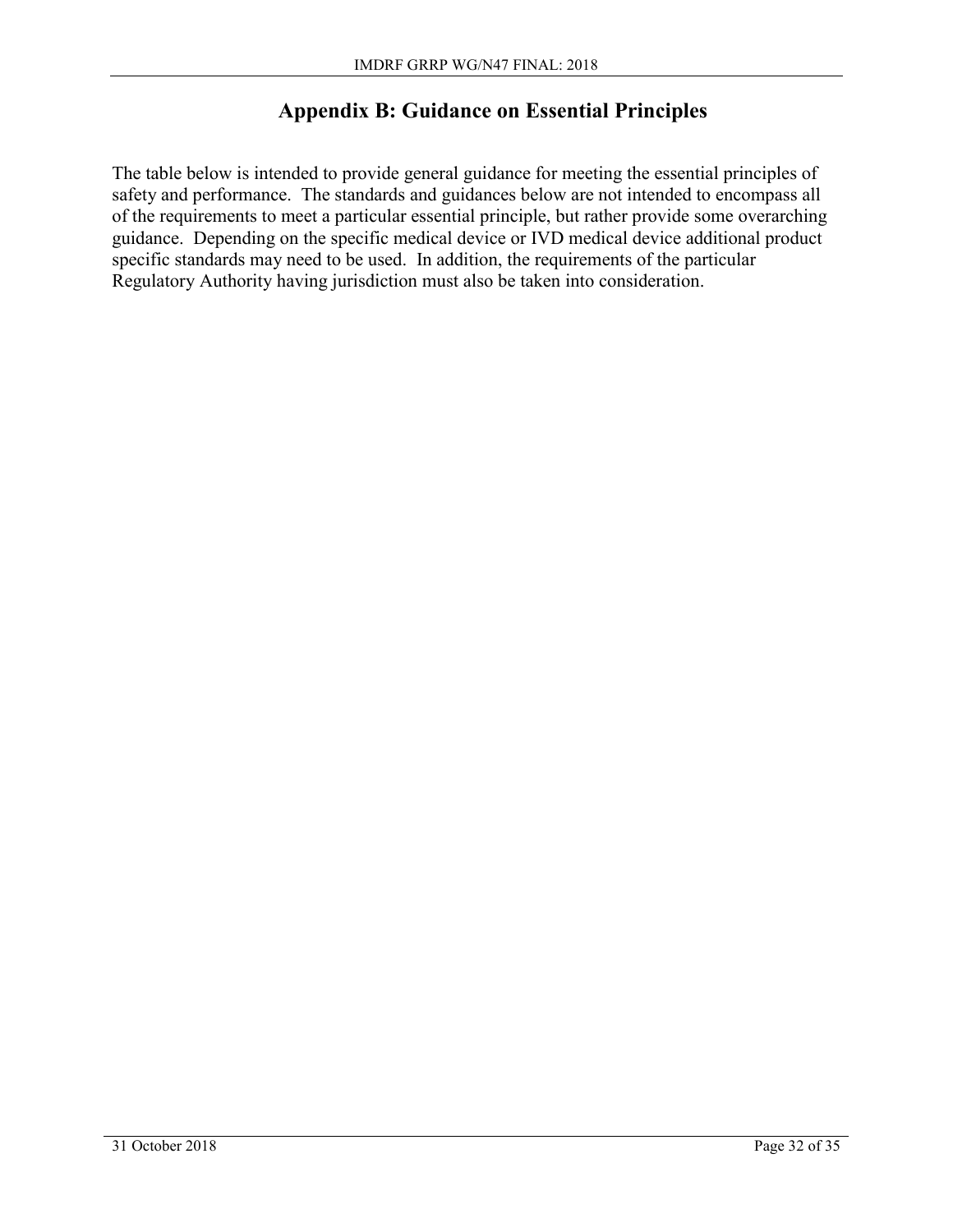# Appendix B: Guidance on Essential Principles

The table below is intended to provide general guidance for meeting the essential principles of safety and performance. The standards and guidances below are not intended to encompass all of the requirements to meet a particular essential principle, but rather provide some overarching guidance. Depending on the specific medical device or IVD medical device additional product specific standards may need to be used. In addition, the requirements of the particular Regulatory Authority having jurisdiction must also be taken into consideration.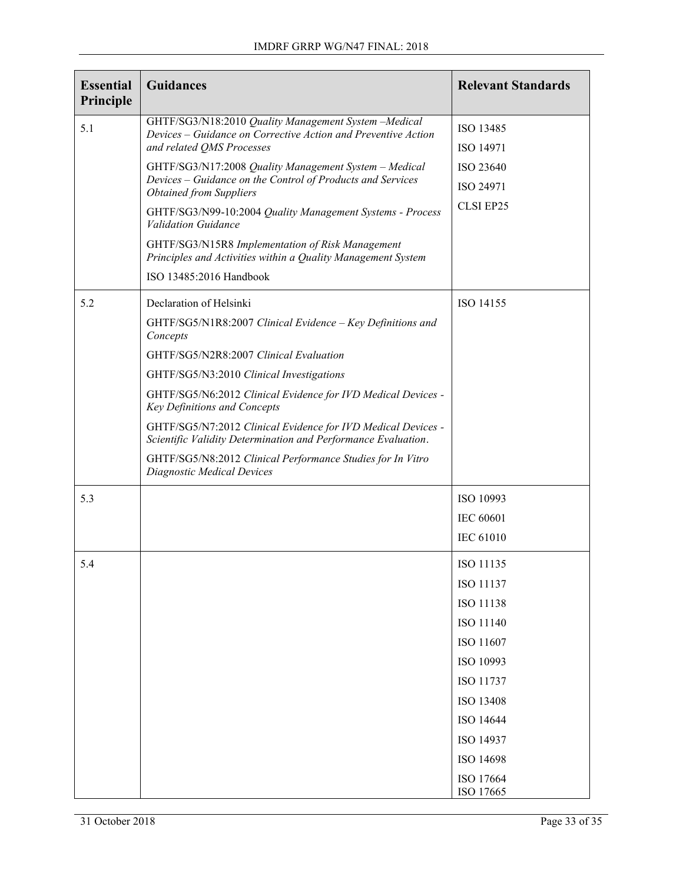| Essential Principle | Guidances | Relevant Standards |
|---|---|---|
| 5.1 | GHTF/SG3/N18:2010 *Quality Management System –Medical Devices – Guidance on Corrective Action and Preventive Action and related QMS Processes*<br>GHTF/SG3/N17:2008 *Quality Management System – Medical Devices – Guidance on the Control of Products and Services Obtained from Suppliers*<br>GHTF/SG3/N99-10:2004 *Quality Management Systems - Process Validation Guidance*<br>GHTF/SG3/N15R8 *Implementation of Risk Management Principles and Activities within a Quality Management System*<br>ISO 13485:2016 Handbook | ISO 13485<br>ISO 14971<br>ISO 23640<br>ISO 24971<br>CLSI EP25 |
| 5.2 | Declaration of Helsinki<br>GHTF/SG5/N1R8:2007 *Clinical Evidence – Key Definitions and Concepts*<br>GHTF/SG5/N2R8:2007 *Clinical Evaluation*<br>GHTF/SG5/N3:2010 *Clinical Investigations*<br>GHTF/SG5/N6:2012 *Clinical Evidence for IVD Medical Devices - Key Definitions and Concepts*<br>GHTF/SG5/N7:2012 *Clinical Evidence for IVD Medical Devices - Scientific Validity Determination and Performance Evaluation.*<br>GHTF/SG5/N8:2012 *Clinical Performance Studies for In Vitro Diagnostic Medical Devices* | ISO 14155 |
| 5.3 | | ISO 10993<br>IEC 60601<br>IEC 61010 |
| 5.4 | | ISO 11135<br>ISO 11137<br>ISO 11138<br>ISO 11140<br>ISO 11607<br>ISO 10993<br>ISO 11737<br>ISO 13408<br>ISO 14644<br>ISO 14937<br>ISO 14698<br>ISO 17664<br>ISO 17665 |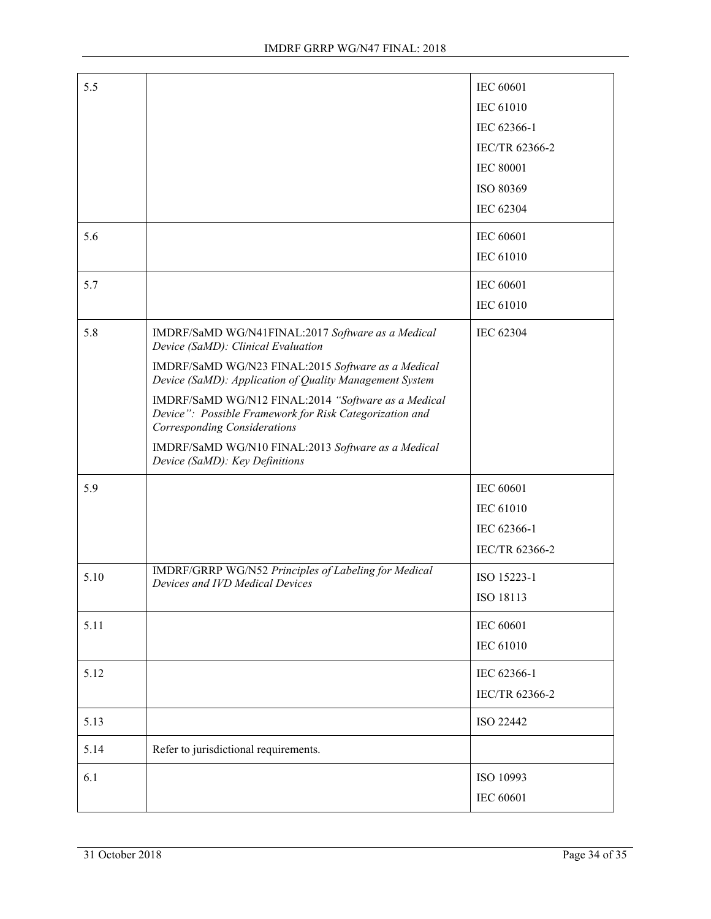| | | |
|---|---|---|
| 5.5 | | IEC 60601<br>IEC 61010<br>IEC 62366-1<br>IEC/TR 62366-2<br>IEC 80001<br>ISO 80369<br>IEC 62304 |
| 5.6 | | IEC 60601<br>IEC 61010 |
| 5.7 | | IEC 60601<br>IEC 61010 |
| 5.8 | IMDRF/SaMD WG/N41FINAL:2017 *Software as a Medical Device (SaMD): Clinical Evaluation*<br>IMDRF/SaMD WG/N23 FINAL:2015 *Software as a Medical Device (SaMD): Application of Quality Management System*<br>IMDRF/SaMD WG/N12 FINAL:2014 *"Software as a Medical Device": Possible Framework for Risk Categorization and Corresponding Considerations*<br>IMDRF/SaMD WG/N10 FINAL:2013 *Software as a Medical Device (SaMD): Key Definitions* | IEC 62304 |
| 5.9 | | IEC 60601<br>IEC 61010<br>IEC 62366-1<br>IEC/TR 62366-2 |
| 5.10 | IMDRF/GRRP WG/N52 *Principles of Labeling for Medical Devices and IVD Medical Devices* | ISO 15223-1<br>ISO 18113 |
| 5.11 | | IEC 60601<br>IEC 61010 |
| 5.12 | | IEC 62366-1<br>IEC/TR 62366-2 |
| 5.13 | | ISO 22442 |
| 5.14 | Refer to jurisdictional requirements. | |
| 6.1 | | ISO 10993<br>IEC 60601 |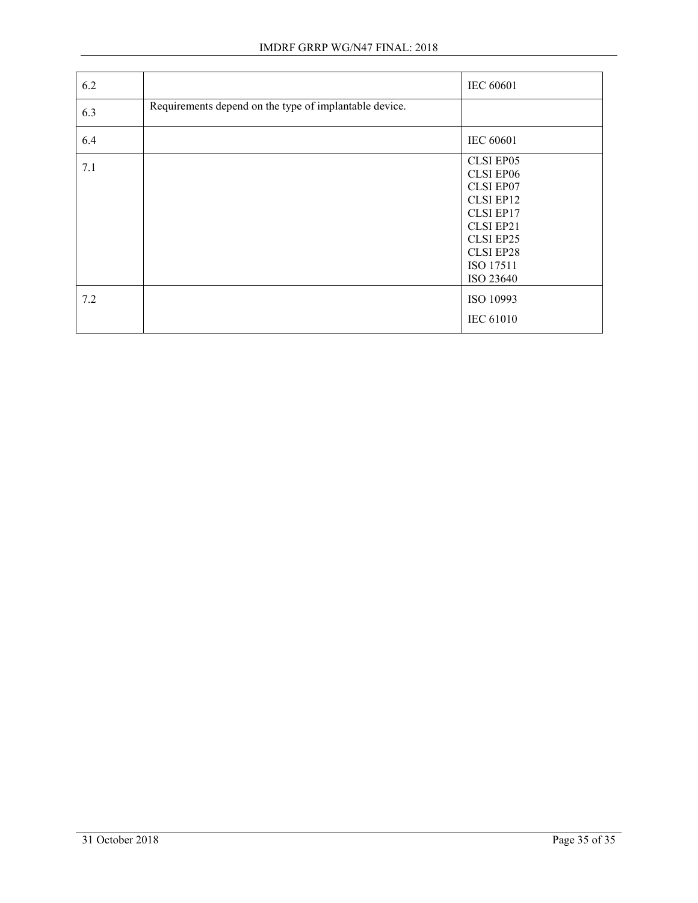| | | |
|---|---|---|
| 6.2 | | IEC 60601 |
| 6.3 | Requirements depend on the type of implantable device. | |
| 6.4 | | IEC 60601 |
| 7.1 | | CLSI EP05<br>CLSI EP06<br>CLSI EP07<br>CLSI EP12<br>CLSI EP17<br>CLSI EP21<br>CLSI EP25<br>CLSI EP28<br>ISO 17511<br>ISO 23640 |
| 7.2 | | ISO 10993<br>IEC 61010 |